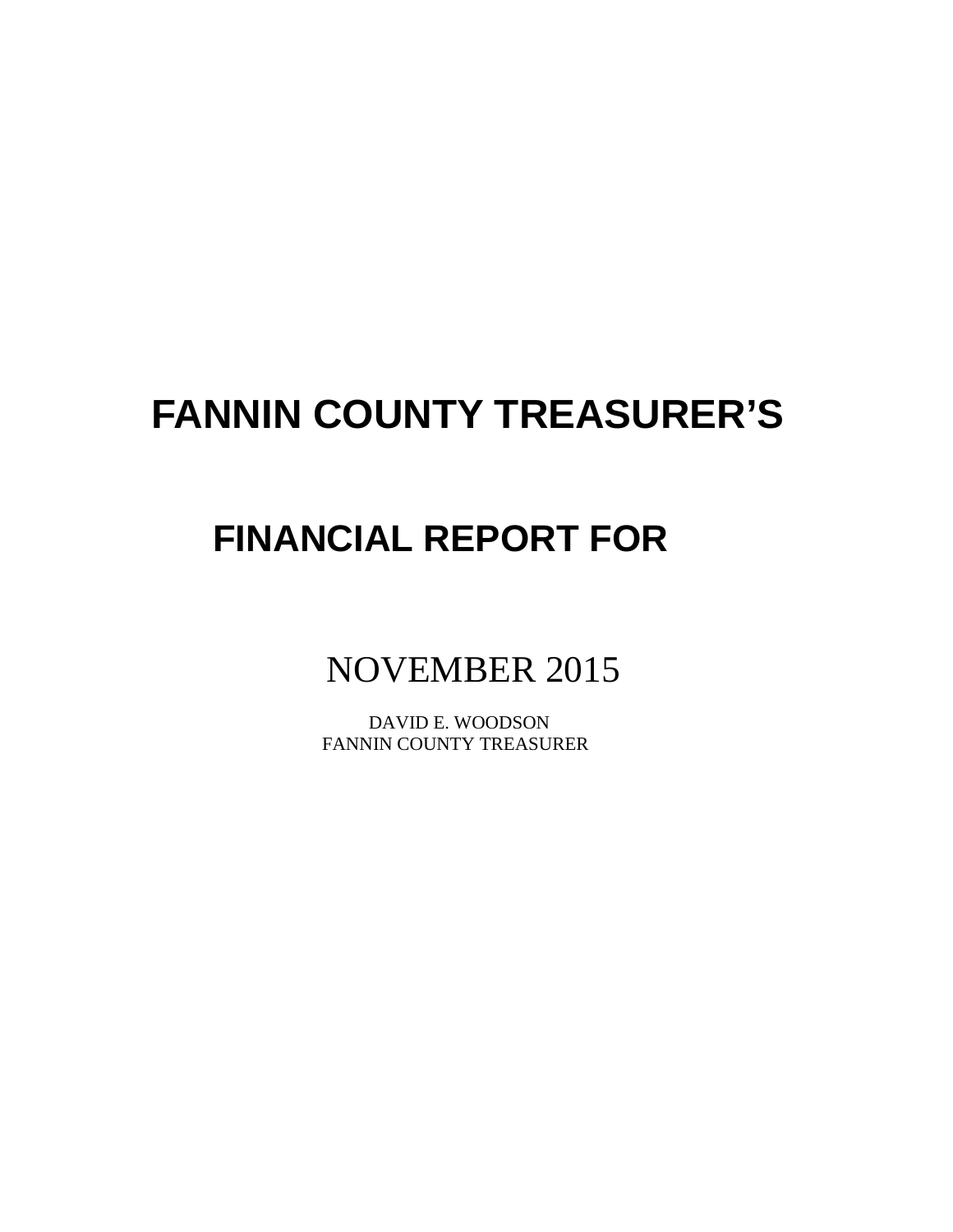# FANNIN COUNTY TREASURER'S

# FINANCIAL REPORT FOR

NOVEMBER 2015

DAVID E. WOODSON
FANNIN COUNTY TREASURER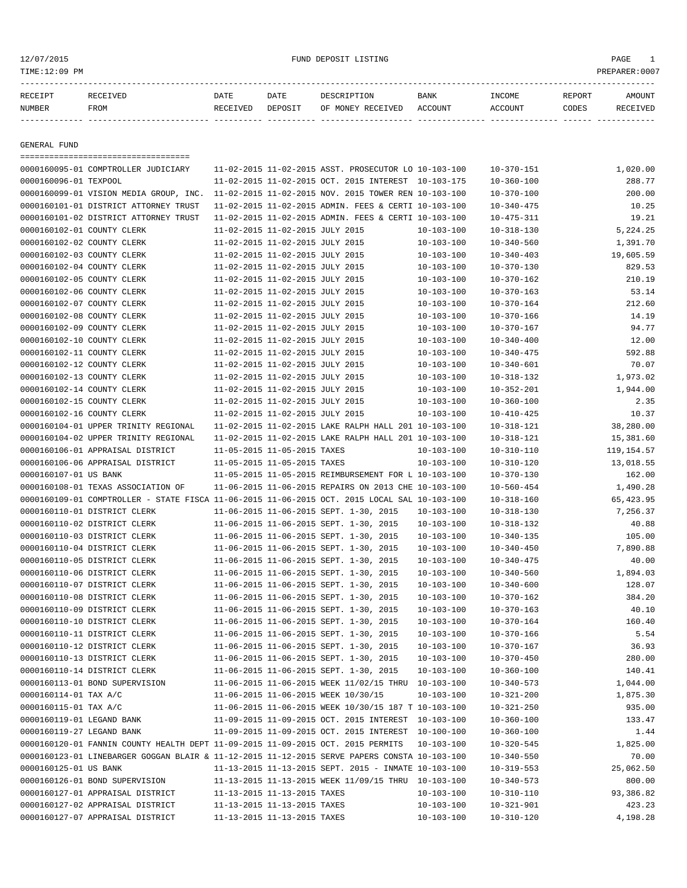12/07/2015 FUND DEPOSIT LISTING

TIME:12:09 PM PREPARER:0007

| RECEIPT NUMBER | RECEIVED FROM | DATE RECEIVED | DATE DEPOSIT | DESCRIPTION OF MONEY RECEIVED | BANK ACCOUNT | INCOME ACCOUNT | REPORT CODES | AMOUNT RECEIVED |
|---|---|---|---|---|---|---|---|---|
| **GENERAL FUND** | | | | | | | | |
| 0000160095-01 | COMPTROLLER JUDICIARY | 11-02-2015 | 11-02-2015 | ASST. PROSECUTOR LO | 10-103-100 | 10-370-151 | | 1,020.00 |
| 0000160096-01 | TEXPOOL | 11-02-2015 | 11-02-2015 | OCT. 2015 INTEREST | 10-103-175 | 10-360-100 | | 288.77 |
| 0000160099-01 | VISION MEDIA GROUP, INC. | 11-02-2015 | 11-02-2015 | NOV. 2015 TOWER REN | 10-103-100 | 10-370-100 | | 200.00 |
| 0000160101-01 | DISTRICT ATTORNEY TRUST | 11-02-2015 | 11-02-2015 | ADMIN. FEES & CERTI | 10-103-100 | 10-340-475 | | 10.25 |
| 0000160101-02 | DISTRICT ATTORNEY TRUST | 11-02-2015 | 11-02-2015 | ADMIN. FEES & CERTI | 10-103-100 | 10-475-311 | | 19.21 |
| 0000160102-01 | COUNTY CLERK | 11-02-2015 | 11-02-2015 | JULY 2015 | 10-103-100 | 10-318-130 | | 5,224.25 |
| 0000160102-02 | COUNTY CLERK | 11-02-2015 | 11-02-2015 | JULY 2015 | 10-103-100 | 10-340-560 | | 1,391.70 |
| 0000160102-03 | COUNTY CLERK | 11-02-2015 | 11-02-2015 | JULY 2015 | 10-103-100 | 10-340-403 | | 19,605.59 |
| 0000160102-04 | COUNTY CLERK | 11-02-2015 | 11-02-2015 | JULY 2015 | 10-103-100 | 10-370-130 | | 829.53 |
| 0000160102-05 | COUNTY CLERK | 11-02-2015 | 11-02-2015 | JULY 2015 | 10-103-100 | 10-370-162 | | 210.19 |
| 0000160102-06 | COUNTY CLERK | 11-02-2015 | 11-02-2015 | JULY 2015 | 10-103-100 | 10-370-163 | | 53.14 |
| 0000160102-07 | COUNTY CLERK | 11-02-2015 | 11-02-2015 | JULY 2015 | 10-103-100 | 10-370-164 | | 212.60 |
| 0000160102-08 | COUNTY CLERK | 11-02-2015 | 11-02-2015 | JULY 2015 | 10-103-100 | 10-370-166 | | 14.19 |
| 0000160102-09 | COUNTY CLERK | 11-02-2015 | 11-02-2015 | JULY 2015 | 10-103-100 | 10-370-167 | | 94.77 |
| 0000160102-10 | COUNTY CLERK | 11-02-2015 | 11-02-2015 | JULY 2015 | 10-103-100 | 10-340-400 | | 12.00 |
| 0000160102-11 | COUNTY CLERK | 11-02-2015 | 11-02-2015 | JULY 2015 | 10-103-100 | 10-340-475 | | 592.88 |
| 0000160102-12 | COUNTY CLERK | 11-02-2015 | 11-02-2015 | JULY 2015 | 10-103-100 | 10-340-601 | | 70.07 |
| 0000160102-13 | COUNTY CLERK | 11-02-2015 | 11-02-2015 | JULY 2015 | 10-103-100 | 10-318-132 | | 1,973.02 |
| 0000160102-14 | COUNTY CLERK | 11-02-2015 | 11-02-2015 | JULY 2015 | 10-103-100 | 10-352-201 | | 1,944.00 |
| 0000160102-15 | COUNTY CLERK | 11-02-2015 | 11-02-2015 | JULY 2015 | 10-103-100 | 10-360-100 | | 2.35 |
| 0000160102-16 | COUNTY CLERK | 11-02-2015 | 11-02-2015 | JULY 2015 | 10-103-100 | 10-410-425 | | 10.37 |
| 0000160104-01 | UPPER TRINITY REGIONAL | 11-02-2015 | 11-02-2015 | LAKE RALPH HALL 201 | 10-103-100 | 10-318-121 | | 38,280.00 |
| 0000160104-02 | UPPER TRINITY REGIONAL | 11-02-2015 | 11-02-2015 | LAKE RALPH HALL 201 | 10-103-100 | 10-318-121 | | 15,381.60 |
| 0000160106-01 | APPRAISAL DISTRICT | 11-05-2015 | 11-05-2015 | TAXES | 10-103-100 | 10-310-110 | | 119,154.57 |
| 0000160106-06 | APPRAISAL DISTRICT | 11-05-2015 | 11-05-2015 | TAXES | 10-103-100 | 10-310-120 | | 13,018.55 |
| 0000160107-01 | US BANK | 11-05-2015 | 11-05-2015 | REIMBURSEMENT FOR L | 10-103-100 | 10-370-130 | | 162.00 |
| 0000160108-01 | TEXAS ASSOCIATION OF | 11-06-2015 | 11-06-2015 | REPAIRS ON 2013 CHE | 10-103-100 | 10-560-454 | | 1,490.28 |
| 0000160109-01 | COMPTROLLER - STATE FISCA | 11-06-2015 | 11-06-2015 | OCT. 2015 LOCAL SAL | 10-103-100 | 10-318-160 | | 65,423.95 |
| 0000160110-01 | DISTRICT CLERK | 11-06-2015 | 11-06-2015 | SEPT. 1-30, 2015 | 10-103-100 | 10-318-130 | | 7,256.37 |
| 0000160110-02 | DISTRICT CLERK | 11-06-2015 | 11-06-2015 | SEPT. 1-30, 2015 | 10-103-100 | 10-318-132 | | 40.88 |
| 0000160110-03 | DISTRICT CLERK | 11-06-2015 | 11-06-2015 | SEPT. 1-30, 2015 | 10-103-100 | 10-340-135 | | 105.00 |
| 0000160110-04 | DISTRICT CLERK | 11-06-2015 | 11-06-2015 | SEPT. 1-30, 2015 | 10-103-100 | 10-340-450 | | 7,890.88 |
| 0000160110-05 | DISTRICT CLERK | 11-06-2015 | 11-06-2015 | SEPT. 1-30, 2015 | 10-103-100 | 10-340-475 | | 40.00 |
| 0000160110-06 | DISTRICT CLERK | 11-06-2015 | 11-06-2015 | SEPT. 1-30, 2015 | 10-103-100 | 10-340-560 | | 1,894.03 |
| 0000160110-07 | DISTRICT CLERK | 11-06-2015 | 11-06-2015 | SEPT. 1-30, 2015 | 10-103-100 | 10-340-600 | | 128.07 |
| 0000160110-08 | DISTRICT CLERK | 11-06-2015 | 11-06-2015 | SEPT. 1-30, 2015 | 10-103-100 | 10-370-162 | | 384.20 |
| 0000160110-09 | DISTRICT CLERK | 11-06-2015 | 11-06-2015 | SEPT. 1-30, 2015 | 10-103-100 | 10-370-163 | | 40.10 |
| 0000160110-10 | DISTRICT CLERK | 11-06-2015 | 11-06-2015 | SEPT. 1-30, 2015 | 10-103-100 | 10-370-164 | | 160.40 |
| 0000160110-11 | DISTRICT CLERK | 11-06-2015 | 11-06-2015 | SEPT. 1-30, 2015 | 10-103-100 | 10-370-166 | | 5.54 |
| 0000160110-12 | DISTRICT CLERK | 11-06-2015 | 11-06-2015 | SEPT. 1-30, 2015 | 10-103-100 | 10-370-167 | | 36.93 |
| 0000160110-13 | DISTRICT CLERK | 11-06-2015 | 11-06-2015 | SEPT. 1-30, 2015 | 10-103-100 | 10-370-450 | | 280.00 |
| 0000160110-14 | DISTRICT CLERK | 11-06-2015 | 11-06-2015 | SEPT. 1-30, 2015 | 10-103-100 | 10-360-100 | | 140.41 |
| 0000160113-01 | BOND SUPERVISION | 11-06-2015 | 11-06-2015 | WEEK 11/02/15 THRU | 10-103-100 | 10-340-573 | | 1,044.00 |
| 0000160114-01 | TAX A/C | 11-06-2015 | 11-06-2015 | WEEK 10/30/15 | 10-103-100 | 10-321-200 | | 1,875.30 |
| 0000160115-01 | TAX A/C | 11-06-2015 | 11-06-2015 | WEEK 10/30/15 187 T | 10-103-100 | 10-321-250 | | 935.00 |
| 0000160119-01 | LEGAND BANK | 11-09-2015 | 11-09-2015 | OCT. 2015 INTEREST | 10-103-100 | 10-360-100 | | 133.47 |
| 0000160119-27 | LEGAND BANK | 11-09-2015 | 11-09-2015 | OCT. 2015 INTEREST | 10-100-100 | 10-360-100 | | 1.44 |
| 0000160120-01 | FANNIN COUNTY HEALTH DEPT | 11-09-2015 | 11-09-2015 | OCT. 2015 PERMITS | 10-103-100 | 10-320-545 | | 1,825.00 |
| 0000160123-01 | LINEBARGER GOGGAN BLAIR & | 11-12-2015 | 11-12-2015 | SERVE PAPERS CONSTA | 10-103-100 | 10-340-550 | | 70.00 |
| 0000160125-01 | US BANK | 11-13-2015 | 11-13-2015 | SEPT. 2015 - INMATE | 10-103-100 | 10-319-553 | | 25,062.50 |
| 0000160126-01 | BOND SUPERVISION | 11-13-2015 | 11-13-2015 | WEEK 11/09/15 THRU | 10-103-100 | 10-340-573 | | 800.00 |
| 0000160127-01 | APPRAISAL DISTRICT | 11-13-2015 | 11-13-2015 | TAXES | 10-103-100 | 10-310-110 | | 93,386.82 |
| 0000160127-02 | APPRAISAL DISTRICT | 11-13-2015 | 11-13-2015 | TAXES | 10-103-100 | 10-321-901 | | 423.23 |
| 0000160127-07 | APPRAISAL DISTRICT | 11-13-2015 | 11-13-2015 | TAXES | 10-103-100 | 10-310-120 | | 4,198.28 |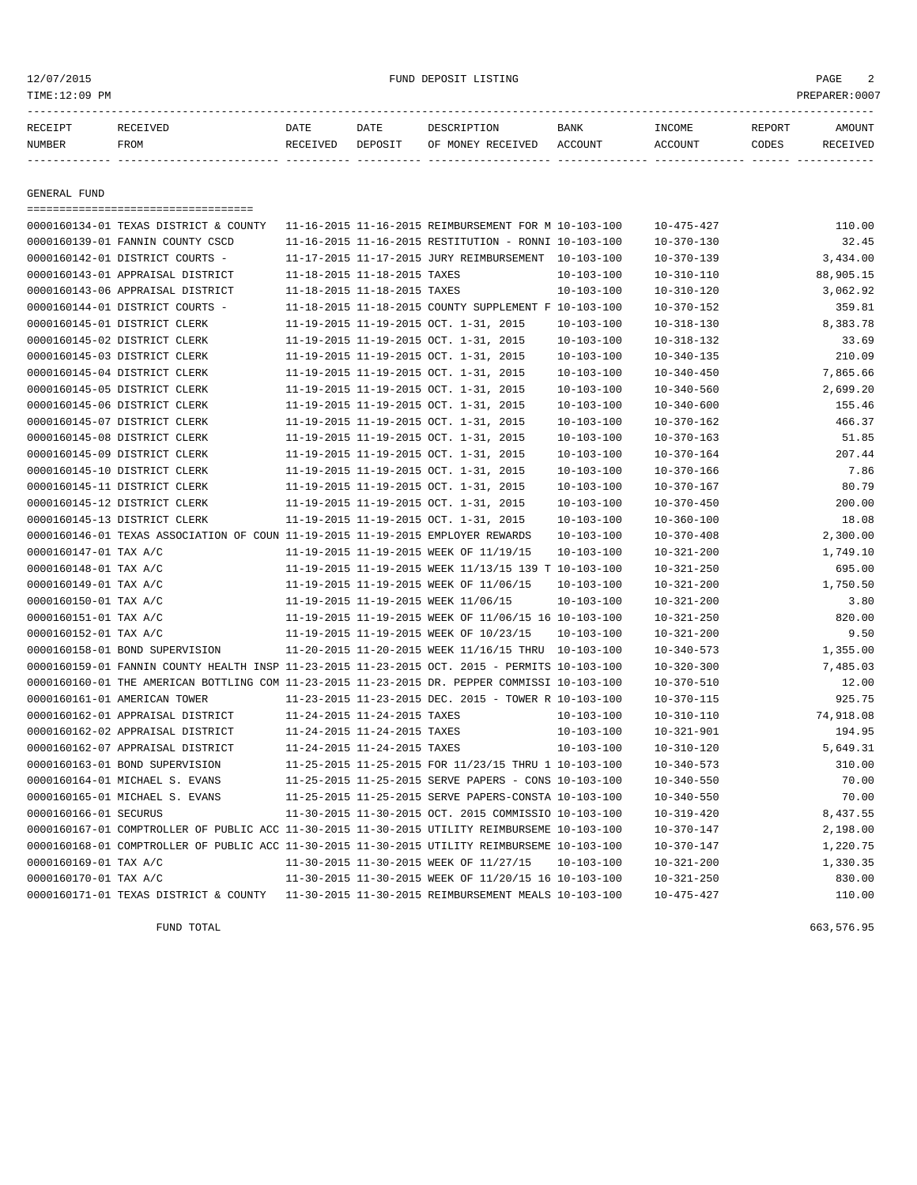FUND DEPOSIT LISTING

12/07/2015
TIME:12:09 PM
PREPARER:0007

## GENERAL FUND

| RECEIPT NUMBER | RECEIVED FROM | DATE RECEIVED | DATE DEPOSIT | DESCRIPTION OF MONEY RECEIVED | BANK ACCOUNT | INCOME ACCOUNT | REPORT CODES | AMOUNT RECEIVED |
|---|---|---|---|---|---|---|---|---|
| 0000160134-01 | TEXAS DISTRICT & COUNTY | 11-16-2015 | 11-16-2015 | REIMBURSEMENT FOR M | 10-103-100 | 10-475-427 | | 110.00 |
| 0000160139-01 | FANNIN COUNTY CSCD | 11-16-2015 | 11-16-2015 | RESTITUTION - RONNI | 10-103-100 | 10-370-130 | | 32.45 |
| 0000160142-01 | DISTRICT COURTS - | 11-17-2015 | 11-17-2015 | JURY REIMBURSEMENT | 10-103-100 | 10-370-139 | | 3,434.00 |
| 0000160143-01 | APPRAISAL DISTRICT | 11-18-2015 | 11-18-2015 | TAXES | 10-103-100 | 10-310-110 | | 88,905.15 |
| 0000160143-06 | APPRAISAL DISTRICT | 11-18-2015 | 11-18-2015 | TAXES | 10-103-100 | 10-310-120 | | 3,062.92 |
| 0000160144-01 | DISTRICT COURTS - | 11-18-2015 | 11-18-2015 | COUNTY SUPPLEMENT F | 10-103-100 | 10-370-152 | | 359.81 |
| 0000160145-01 | DISTRICT CLERK | 11-19-2015 | 11-19-2015 | OCT. 1-31, 2015 | 10-103-100 | 10-318-130 | | 8,383.78 |
| 0000160145-02 | DISTRICT CLERK | 11-19-2015 | 11-19-2015 | OCT. 1-31, 2015 | 10-103-100 | 10-318-132 | | 33.69 |
| 0000160145-03 | DISTRICT CLERK | 11-19-2015 | 11-19-2015 | OCT. 1-31, 2015 | 10-103-100 | 10-340-135 | | 210.09 |
| 0000160145-04 | DISTRICT CLERK | 11-19-2015 | 11-19-2015 | OCT. 1-31, 2015 | 10-103-100 | 10-340-450 | | 7,865.66 |
| 0000160145-05 | DISTRICT CLERK | 11-19-2015 | 11-19-2015 | OCT. 1-31, 2015 | 10-103-100 | 10-340-560 | | 2,699.20 |
| 0000160145-06 | DISTRICT CLERK | 11-19-2015 | 11-19-2015 | OCT. 1-31, 2015 | 10-103-100 | 10-340-600 | | 155.46 |
| 0000160145-07 | DISTRICT CLERK | 11-19-2015 | 11-19-2015 | OCT. 1-31, 2015 | 10-103-100 | 10-370-162 | | 466.37 |
| 0000160145-08 | DISTRICT CLERK | 11-19-2015 | 11-19-2015 | OCT. 1-31, 2015 | 10-103-100 | 10-370-163 | | 51.85 |
| 0000160145-09 | DISTRICT CLERK | 11-19-2015 | 11-19-2015 | OCT. 1-31, 2015 | 10-103-100 | 10-370-164 | | 207.44 |
| 0000160145-10 | DISTRICT CLERK | 11-19-2015 | 11-19-2015 | OCT. 1-31, 2015 | 10-103-100 | 10-370-166 | | 7.86 |
| 0000160145-11 | DISTRICT CLERK | 11-19-2015 | 11-19-2015 | OCT. 1-31, 2015 | 10-103-100 | 10-370-167 | | 80.79 |
| 0000160145-12 | DISTRICT CLERK | 11-19-2015 | 11-19-2015 | OCT. 1-31, 2015 | 10-103-100 | 10-370-450 | | 200.00 |
| 0000160145-13 | DISTRICT CLERK | 11-19-2015 | 11-19-2015 | OCT. 1-31, 2015 | 10-103-100 | 10-360-100 | | 18.08 |
| 0000160146-01 | TEXAS ASSOCIATION OF COUN | 11-19-2015 | 11-19-2015 | EMPLOYER REWARDS | 10-103-100 | 10-370-408 | | 2,300.00 |
| 0000160147-01 | TAX A/C | 11-19-2015 | 11-19-2015 | WEEK OF 11/19/15 | 10-103-100 | 10-321-200 | | 1,749.10 |
| 0000160148-01 | TAX A/C | 11-19-2015 | 11-19-2015 | WEEK 11/13/15 139 T | 10-103-100 | 10-321-250 | | 695.00 |
| 0000160149-01 | TAX A/C | 11-19-2015 | 11-19-2015 | WEEK OF 11/06/15 | 10-103-100 | 10-321-200 | | 1,750.50 |
| 0000160150-01 | TAX A/C | 11-19-2015 | 11-19-2015 | WEEK 11/06/15 | 10-103-100 | 10-321-200 | | 3.80 |
| 0000160151-01 | TAX A/C | 11-19-2015 | 11-19-2015 | WEEK OF 11/06/15 16 | 10-103-100 | 10-321-250 | | 820.00 |
| 0000160152-01 | TAX A/C | 11-19-2015 | 11-19-2015 | WEEK OF 10/23/15 | 10-103-100 | 10-321-200 | | 9.50 |
| 0000160158-01 | BOND SUPERVISION | 11-20-2015 | 11-20-2015 | WEEK 11/16/15 THRU | 10-103-100 | 10-340-573 | | 1,355.00 |
| 0000160159-01 | FANNIN COUNTY HEALTH INSP | 11-23-2015 | 11-23-2015 | OCT. 2015 - PERMITS | 10-103-100 | 10-320-300 | | 7,485.03 |
| 0000160160-01 | THE AMERICAN BOTTLING COM | 11-23-2015 | 11-23-2015 | DR. PEPPER COMMISSI | 10-103-100 | 10-370-510 | | 12.00 |
| 0000160161-01 | AMERICAN TOWER | 11-23-2015 | 11-23-2015 | DEC. 2015 - TOWER R | 10-103-100 | 10-370-115 | | 925.75 |
| 0000160162-01 | APPRAISAL DISTRICT | 11-24-2015 | 11-24-2015 | TAXES | 10-103-100 | 10-310-110 | | 74,918.08 |
| 0000160162-02 | APPRAISAL DISTRICT | 11-24-2015 | 11-24-2015 | TAXES | 10-103-100 | 10-321-901 | | 194.95 |
| 0000160162-07 | APPRAISAL DISTRICT | 11-24-2015 | 11-24-2015 | TAXES | 10-103-100 | 10-310-120 | | 5,649.31 |
| 0000160163-01 | BOND SUPERVISION | 11-25-2015 | 11-25-2015 | FOR 11/23/15 THRU 1 | 10-103-100 | 10-340-573 | | 310.00 |
| 0000160164-01 | MICHAEL S. EVANS | 11-25-2015 | 11-25-2015 | SERVE PAPERS - CONS | 10-103-100 | 10-340-550 | | 70.00 |
| 0000160165-01 | MICHAEL S. EVANS | 11-25-2015 | 11-25-2015 | SERVE PAPERS-CONSTA | 10-103-100 | 10-340-550 | | 70.00 |
| 0000160166-01 | SECURUS | 11-30-2015 | 11-30-2015 | OCT. 2015 COMMISSIO | 10-103-100 | 10-319-420 | | 8,437.55 |
| 0000160167-01 | COMPTROLLER OF PUBLIC ACC | 11-30-2015 | 11-30-2015 | UTILITY REIMBURSEME | 10-103-100 | 10-370-147 | | 2,198.00 |
| 0000160168-01 | COMPTROLLER OF PUBLIC ACC | 11-30-2015 | 11-30-2015 | UTILITY REIMBURSEME | 10-103-100 | 10-370-147 | | 1,220.75 |
| 0000160169-01 | TAX A/C | 11-30-2015 | 11-30-2015 | WEEK OF 11/27/15 | 10-103-100 | 10-321-200 | | 1,330.35 |
| 0000160170-01 | TAX A/C | 11-30-2015 | 11-30-2015 | WEEK OF 11/20/15 16 | 10-103-100 | 10-321-250 | | 830.00 |
| 0000160171-01 | TEXAS DISTRICT & COUNTY | 11-30-2015 | 11-30-2015 | REIMBURSEMENT MEALS | 10-103-100 | 10-475-427 | | 110.00 |

FUND TOTAL 663,576.95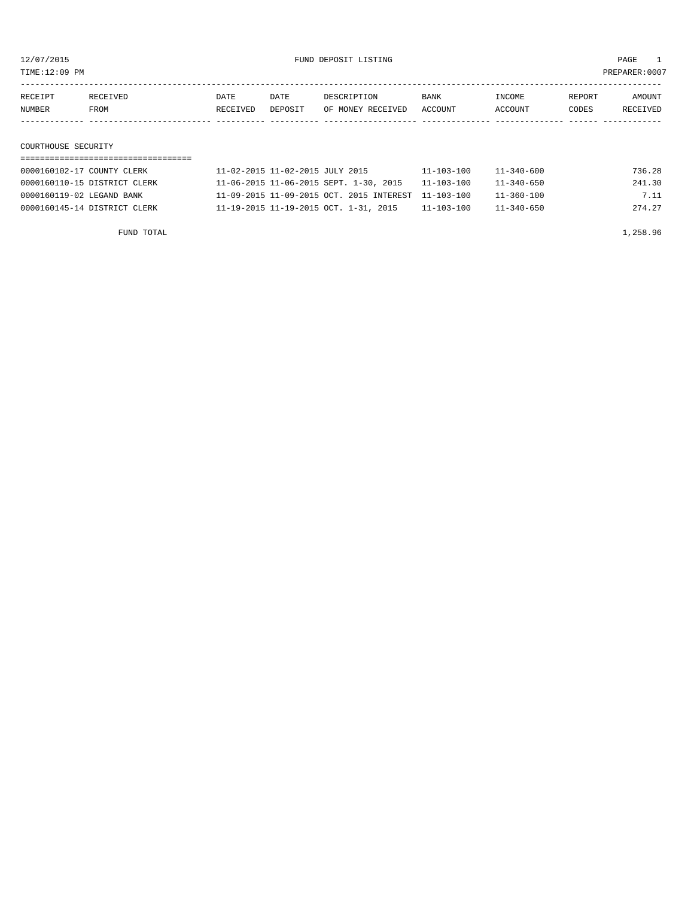12/07/2015 FUND DEPOSIT LISTING

TIME:12:09 PM PREPARER:0007

| RECEIPT NUMBER | RECEIVED FROM | DATE RECEIVED | DATE DEPOSIT | DESCRIPTION OF MONEY RECEIVED | BANK ACCOUNT | INCOME ACCOUNT | REPORT CODES | AMOUNT RECEIVED |
|---|---|---|---|---|---|---|---|---|

## COURTHOUSE SECURITY

| RECEIPT NUMBER | RECEIVED FROM | DATE RECEIVED | DATE DEPOSIT | DESCRIPTION OF MONEY RECEIVED | BANK ACCOUNT | INCOME ACCOUNT | REPORT CODES | AMOUNT RECEIVED |
|---|---|---|---|---|---|---|---|---|
| 0000160102-17 | COUNTY CLERK | 11-02-2015 | 11-02-2015 | JULY 2015 | 11-103-100 | 11-340-600 | | 736.28 |
| 0000160110-15 | DISTRICT CLERK | 11-06-2015 | 11-06-2015 | SEPT. 1-30, 2015 | 11-103-100 | 11-340-650 | | 241.30 |
| 0000160119-02 | LEGAND BANK | 11-09-2015 | 11-09-2015 | OCT. 2015 INTEREST | 11-103-100 | 11-360-100 | | 7.11 |
| 0000160145-14 | DISTRICT CLERK | 11-19-2015 | 11-19-2015 | OCT. 1-31, 2015 | 11-103-100 | 11-340-650 | | 274.27 |
| | FUND TOTAL | | | | | | | 1,258.96 |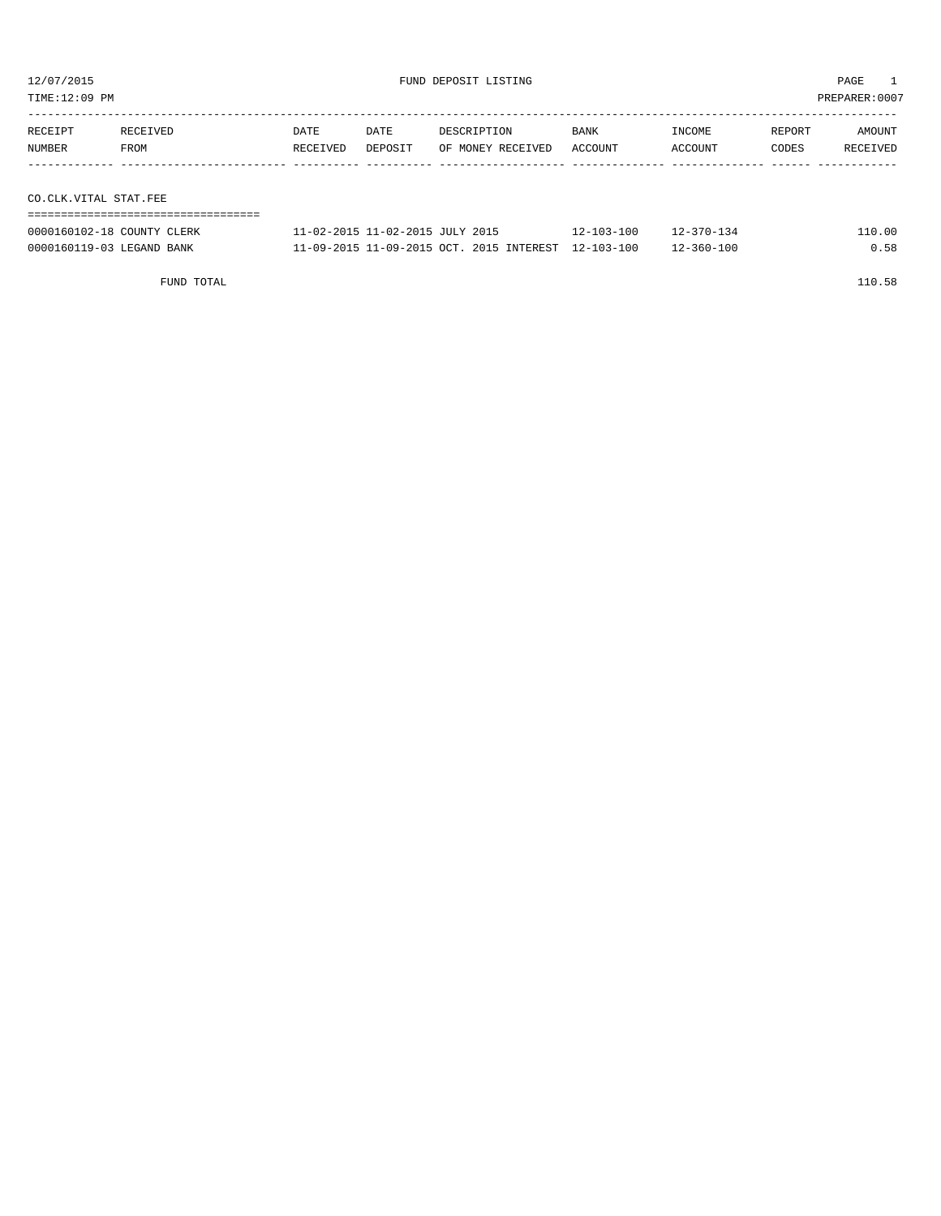12/07/2015 FUND DEPOSIT LISTING

TIME:12:09 PM PREPARER:0007

| RECEIPT NUMBER | RECEIVED FROM | DATE RECEIVED | DATE DEPOSIT | DESCRIPTION OF MONEY RECEIVED | BANK ACCOUNT | INCOME ACCOUNT | REPORT CODES | AMOUNT RECEIVED |
|---|---|---|---|---|---|---|---|---|
| CO.CLK.VITAL STAT.FEE | | | | | | | | |
| 0000160102-18 | COUNTY CLERK | 11-02-2015 | 11-02-2015 | JULY 2015 | 12-103-100 | 12-370-134 | | 110.00 |
| 0000160119-03 | LEGAND BANK | 11-09-2015 | 11-09-2015 | OCT. 2015 INTEREST | 12-103-100 | 12-360-100 | | 0.58 |
| | FUND TOTAL | | | | | | | 110.58 |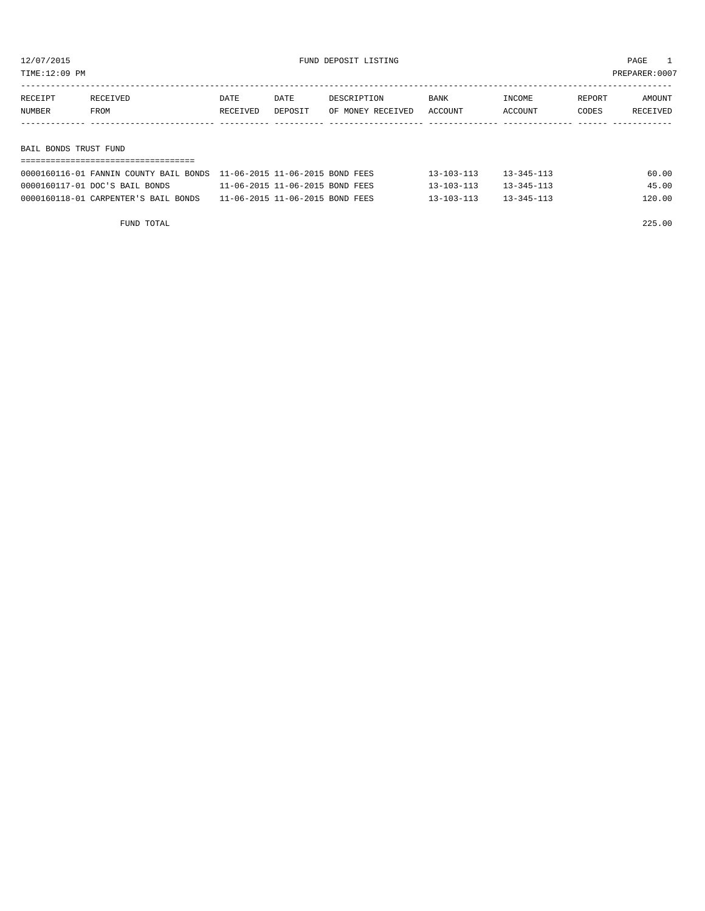12/07/2015 FUND DEPOSIT LISTING

TIME:12:09 PM PREPARER:0007

| RECEIPT NUMBER | RECEIVED FROM | DATE RECEIVED | DATE DEPOSIT | DESCRIPTION OF MONEY RECEIVED | BANK ACCOUNT | INCOME ACCOUNT | REPORT CODES | AMOUNT RECEIVED |
|---|---|---|---|---|---|---|---|---|
| **BAIL BONDS TRUST FUND** | | | | | | | | |
| 0000160116-01 | FANNIN COUNTY BAIL BONDS | 11-06-2015 | 11-06-2015 | BOND FEES | 13-103-113 | 13-345-113 | | 60.00 |
| 0000160117-01 | DOC'S BAIL BONDS | 11-06-2015 | 11-06-2015 | BOND FEES | 13-103-113 | 13-345-113 | | 45.00 |
| 0000160118-01 | CARPENTER'S BAIL BONDS | 11-06-2015 | 11-06-2015 | BOND FEES | 13-103-113 | 13-345-113 | | 120.00 |
| | FUND TOTAL | | | | | | | 225.00 |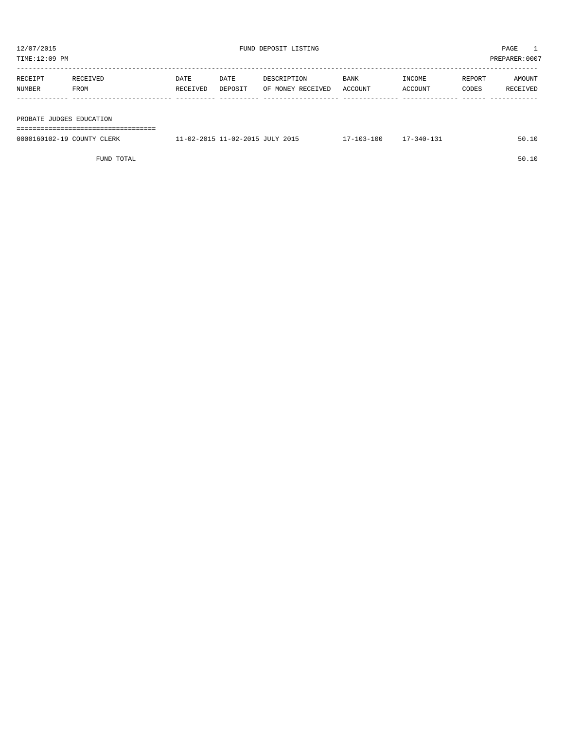12/07/2015 FUND DEPOSIT LISTING PAGE 1

TIME:12:09 PM PREPARER:0007

| RECEIPT NUMBER | RECEIVED FROM | DATE RECEIVED | DATE DEPOSIT | DESCRIPTION OF MONEY RECEIVED | BANK ACCOUNT | INCOME ACCOUNT | REPORT CODES | AMOUNT RECEIVED |
|---|---|---|---|---|---|---|---|---|
| **PROBATE JUDGES EDUCATION** | | | | | | | | |
| 0000160102-19 | COUNTY CLERK | 11-02-2015 | 11-02-2015 | JULY 2015 | 17-103-100 | 17-340-131 | | 50.10 |
| | FUND TOTAL | | | | | | | 50.10 |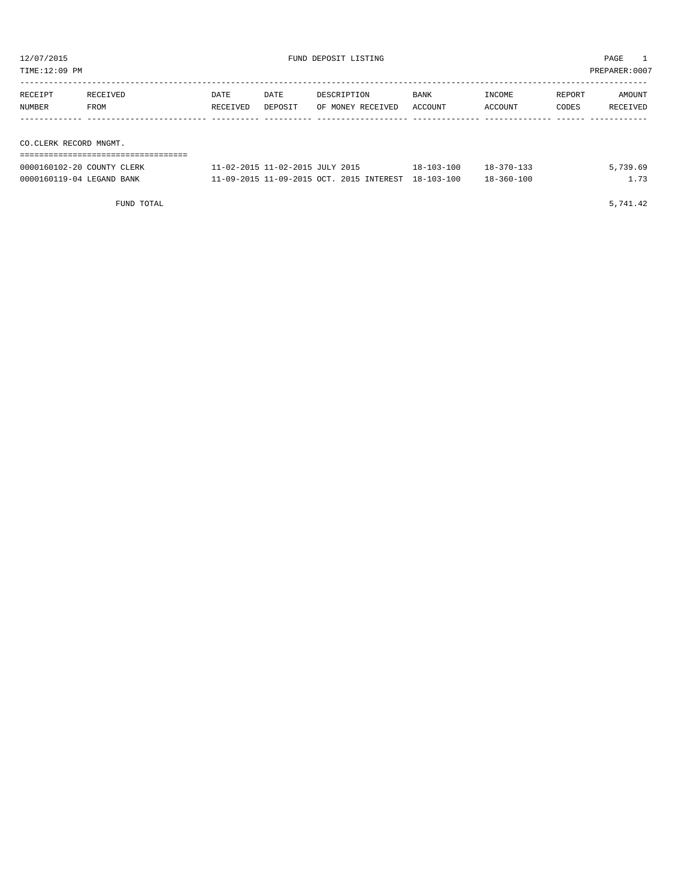12/07/2015 FUND DEPOSIT LISTING

TIME:12:09 PM PREPARER:0007

| RECEIPT NUMBER | RECEIVED FROM | DATE RECEIVED | DATE DEPOSIT | DESCRIPTION OF MONEY RECEIVED | BANK ACCOUNT | INCOME ACCOUNT | REPORT CODES | AMOUNT RECEIVED |
|---|---|---|---|---|---|---|---|---|
| **CO.CLERK RECORD MNGMT.** | | | | | | | | |
| 0000160102-20 | COUNTY CLERK | 11-02-2015 | 11-02-2015 | JULY 2015 | 18-103-100 | 18-370-133 | | 5,739.69 |
| 0000160119-04 | LEGAND BANK | 11-09-2015 | 11-09-2015 | OCT. 2015 INTEREST | 18-103-100 | 18-360-100 | | 1.73 |
| | FUND TOTAL | | | | | | | 5,741.42 |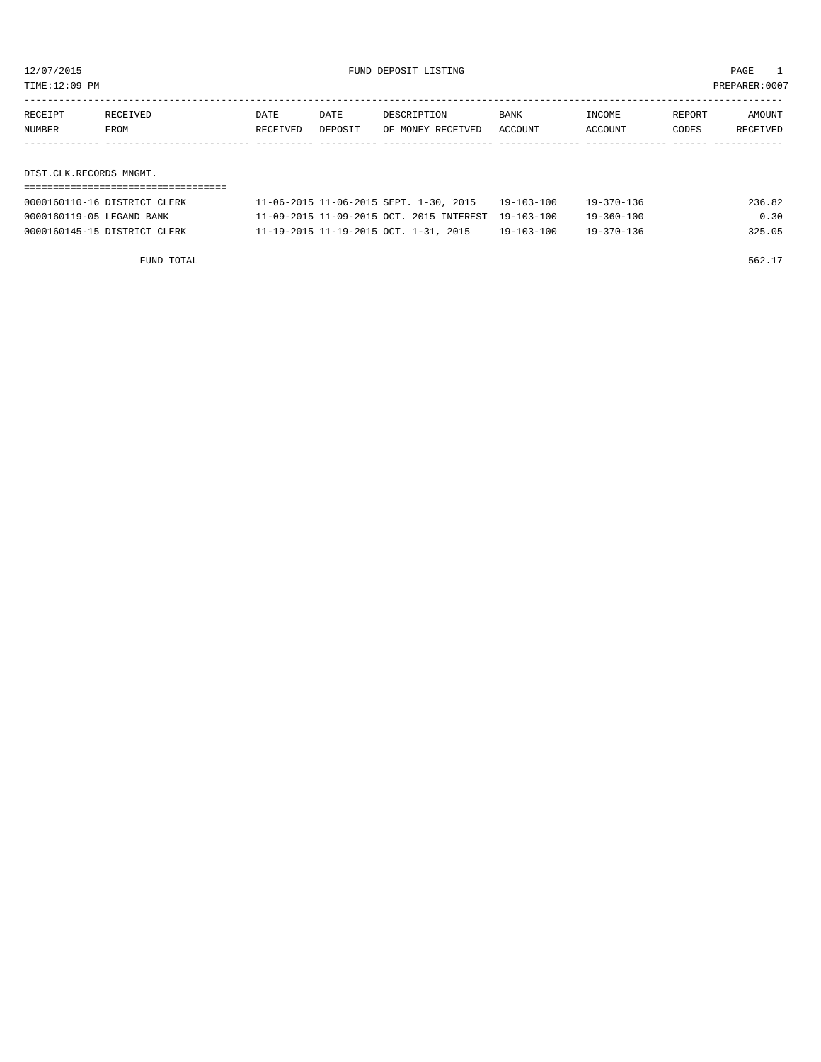12/07/2015 FUND DEPOSIT LISTING

TIME:12:09 PM PREPARER:0007

| RECEIPT NUMBER | RECEIVED FROM | DATE RECEIVED | DATE DEPOSIT | DESCRIPTION OF MONEY RECEIVED | BANK ACCOUNT | INCOME ACCOUNT | REPORT CODES | AMOUNT RECEIVED |
|---|---|---|---|---|---|---|---|---|

DIST.CLK.RECORDS MNGMT.

| RECEIPT NUMBER | RECEIVED FROM | DATE RECEIVED | DATE DEPOSIT | DESCRIPTION OF MONEY RECEIVED | BANK ACCOUNT | INCOME ACCOUNT | REPORT CODES | AMOUNT RECEIVED |
|---|---|---|---|---|---|---|---|---|
| 0000160110-16 | DISTRICT CLERK | 11-06-2015 | 11-06-2015 | SEPT. 1-30, 2015 | 19-103-100 | 19-370-136 | | 236.82 |
| 0000160119-05 | LEGAND BANK | 11-09-2015 | 11-09-2015 | OCT. 2015 INTEREST | 19-103-100 | 19-360-100 | | 0.30 |
| 0000160145-15 | DISTRICT CLERK | 11-19-2015 | 11-19-2015 | OCT. 1-31, 2015 | 19-103-100 | 19-370-136 | | 325.05 |

FUND TOTAL 562.17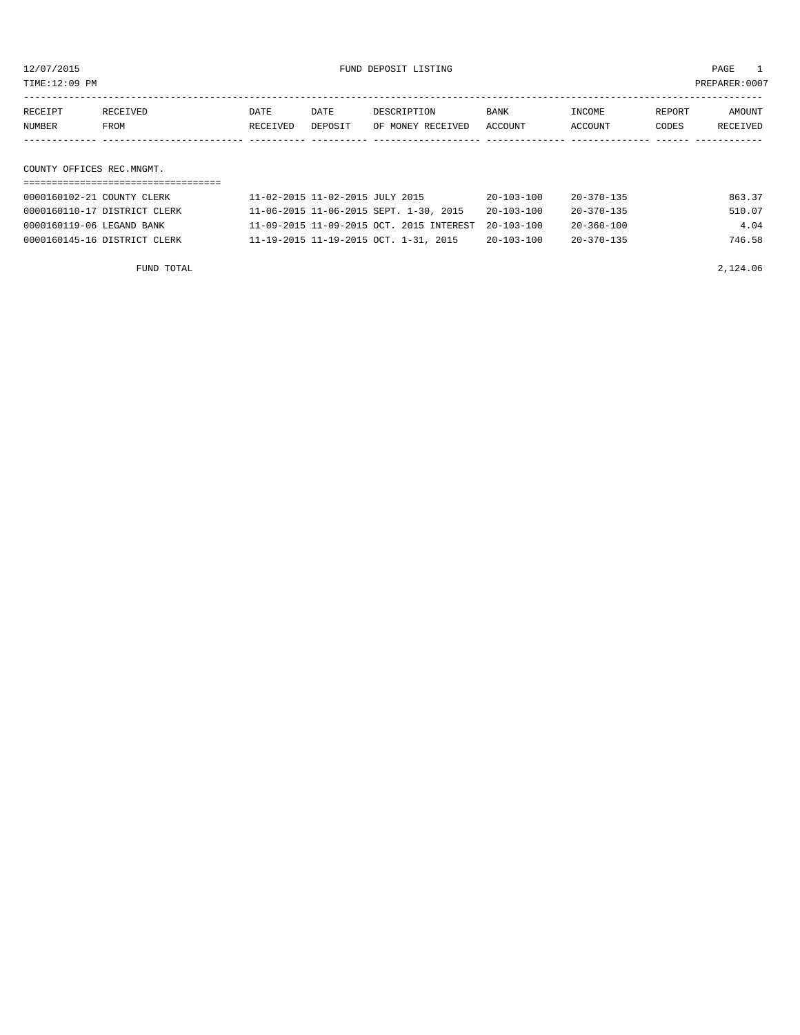12/07/2015 FUND DEPOSIT LISTING

TIME:12:09 PM PREPARER:0007

| RECEIPT NUMBER | RECEIVED FROM | DATE RECEIVED | DATE DEPOSIT | DESCRIPTION OF MONEY RECEIVED | BANK ACCOUNT | INCOME ACCOUNT | REPORT CODES | AMOUNT RECEIVED |
|---|---|---|---|---|---|---|---|---|
| **COUNTY OFFICES REC.MNGMT.** | | | | | | | | |
| 0000160102-21 | COUNTY CLERK | 11-02-2015 | 11-02-2015 | JULY 2015 | 20-103-100 | 20-370-135 | | 863.37 |
| 0000160110-17 | DISTRICT CLERK | 11-06-2015 | 11-06-2015 | SEPT. 1-30, 2015 | 20-103-100 | 20-370-135 | | 510.07 |
| 0000160119-06 | LEGAND BANK | 11-09-2015 | 11-09-2015 | OCT. 2015 INTEREST | 20-103-100 | 20-360-100 | | 4.04 |
| 0000160145-16 | DISTRICT CLERK | 11-19-2015 | 11-19-2015 | OCT. 1-31, 2015 | 20-103-100 | 20-370-135 | | 746.58 |
| | FUND TOTAL | | | | | | | 2,124.06 |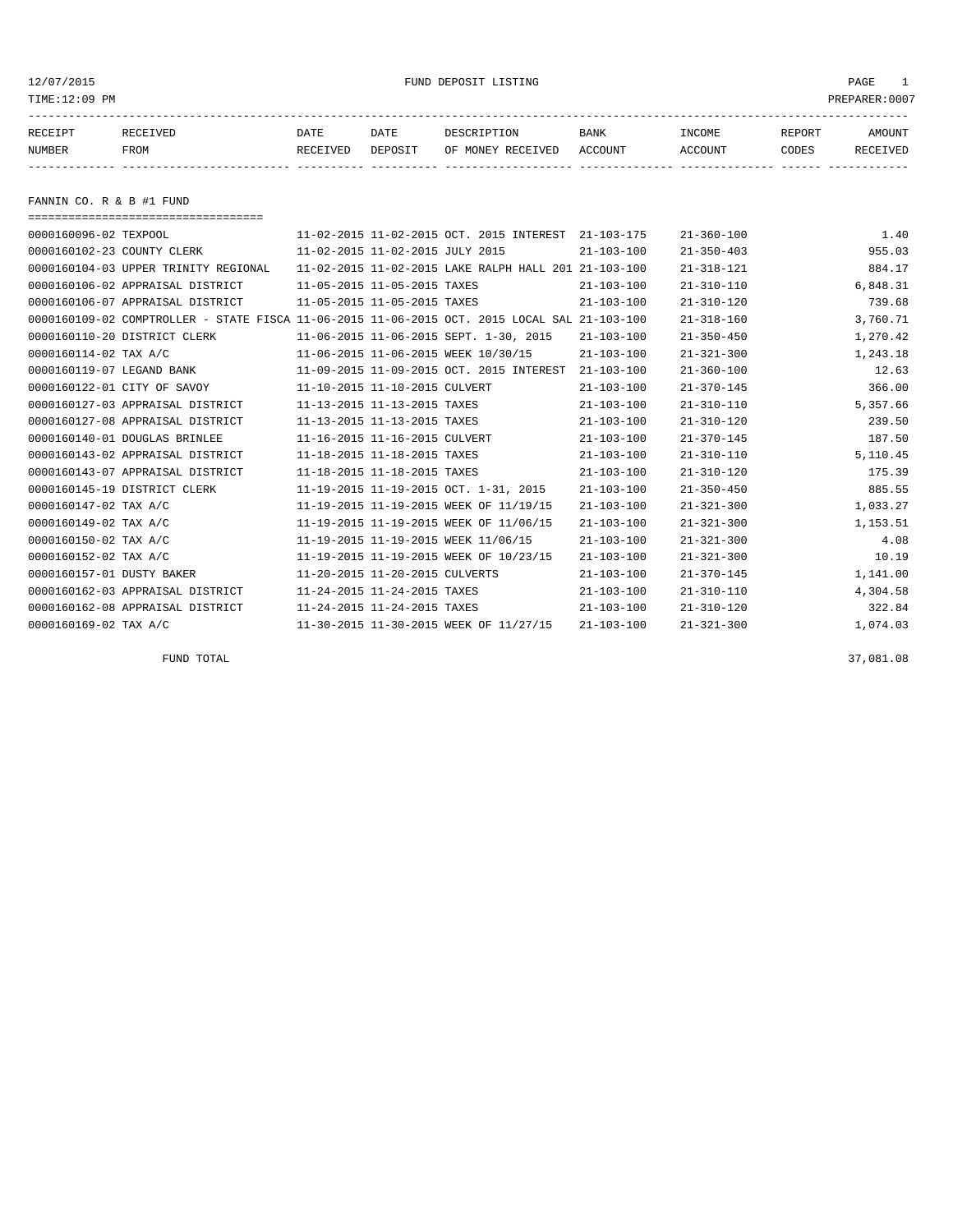12/07/2015 FUND DEPOSIT LISTING

TIME:12:09 PM PREPARER:0007

## FANNIN CO. R & B #1 FUND

| RECEIPT NUMBER | RECEIVED FROM | DATE RECEIVED | DATE DEPOSIT | DESCRIPTION OF MONEY RECEIVED | BANK ACCOUNT | INCOME ACCOUNT | REPORT CODES | AMOUNT RECEIVED |
|---|---|---|---|---|---|---|---|---|
| 0000160096-02 | TEXPOOL | 11-02-2015 | 11-02-2015 | OCT. 2015 INTEREST | 21-103-175 | 21-360-100 | | 1.40 |
| 0000160102-23 | COUNTY CLERK | 11-02-2015 | 11-02-2015 | JULY 2015 | 21-103-100 | 21-350-403 | | 955.03 |
| 0000160104-03 | UPPER TRINITY REGIONAL | 11-02-2015 | 11-02-2015 | LAKE RALPH HALL 201 | 21-103-100 | 21-318-121 | | 884.17 |
| 0000160106-02 | APPRAISAL DISTRICT | 11-05-2015 | 11-05-2015 | TAXES | 21-103-100 | 21-310-110 | | 6,848.31 |
| 0000160106-07 | APPRAISAL DISTRICT | 11-05-2015 | 11-05-2015 | TAXES | 21-103-100 | 21-310-120 | | 739.68 |
| 0000160109-02 | COMPTROLLER - STATE FISCA | 11-06-2015 | 11-06-2015 | OCT. 2015 LOCAL SAL | 21-103-100 | 21-318-160 | | 3,760.71 |
| 0000160110-20 | DISTRICT CLERK | 11-06-2015 | 11-06-2015 | SEPT. 1-30, 2015 | 21-103-100 | 21-350-450 | | 1,270.42 |
| 0000160114-02 | TAX A/C | 11-06-2015 | 11-06-2015 | WEEK 10/30/15 | 21-103-100 | 21-321-300 | | 1,243.18 |
| 0000160119-07 | LEGAND BANK | 11-09-2015 | 11-09-2015 | OCT. 2015 INTEREST | 21-103-100 | 21-360-100 | | 12.63 |
| 0000160122-01 | CITY OF SAVOY | 11-10-2015 | 11-10-2015 | CULVERT | 21-103-100 | 21-370-145 | | 366.00 |
| 0000160127-03 | APPRAISAL DISTRICT | 11-13-2015 | 11-13-2015 | TAXES | 21-103-100 | 21-310-110 | | 5,357.66 |
| 0000160127-08 | APPRAISAL DISTRICT | 11-13-2015 | 11-13-2015 | TAXES | 21-103-100 | 21-310-120 | | 239.50 |
| 0000160140-01 | DOUGLAS BRINLEE | 11-16-2015 | 11-16-2015 | CULVERT | 21-103-100 | 21-370-145 | | 187.50 |
| 0000160143-02 | APPRAISAL DISTRICT | 11-18-2015 | 11-18-2015 | TAXES | 21-103-100 | 21-310-110 | | 5,110.45 |
| 0000160143-07 | APPRAISAL DISTRICT | 11-18-2015 | 11-18-2015 | TAXES | 21-103-100 | 21-310-120 | | 175.39 |
| 0000160145-19 | DISTRICT CLERK | 11-19-2015 | 11-19-2015 | OCT. 1-31, 2015 | 21-103-100 | 21-350-450 | | 885.55 |
| 0000160147-02 | TAX A/C | 11-19-2015 | 11-19-2015 | WEEK OF 11/19/15 | 21-103-100 | 21-321-300 | | 1,033.27 |
| 0000160149-02 | TAX A/C | 11-19-2015 | 11-19-2015 | WEEK OF 11/06/15 | 21-103-100 | 21-321-300 | | 1,153.51 |
| 0000160150-02 | TAX A/C | 11-19-2015 | 11-19-2015 | WEEK 11/06/15 | 21-103-100 | 21-321-300 | | 4.08 |
| 0000160152-02 | TAX A/C | 11-19-2015 | 11-19-2015 | WEEK OF 10/23/15 | 21-103-100 | 21-321-300 | | 10.19 |
| 0000160157-01 | DUSTY BAKER | 11-20-2015 | 11-20-2015 | CULVERTS | 21-103-100 | 21-370-145 | | 1,141.00 |
| 0000160162-03 | APPRAISAL DISTRICT | 11-24-2015 | 11-24-2015 | TAXES | 21-103-100 | 21-310-110 | | 4,304.58 |
| 0000160162-08 | APPRAISAL DISTRICT | 11-24-2015 | 11-24-2015 | TAXES | 21-103-100 | 21-310-120 | | 322.84 |
| 0000160169-02 | TAX A/C | 11-30-2015 | 11-30-2015 | WEEK OF 11/27/15 | 21-103-100 | 21-321-300 | | 1,074.03 |

FUND TOTAL 37,081.08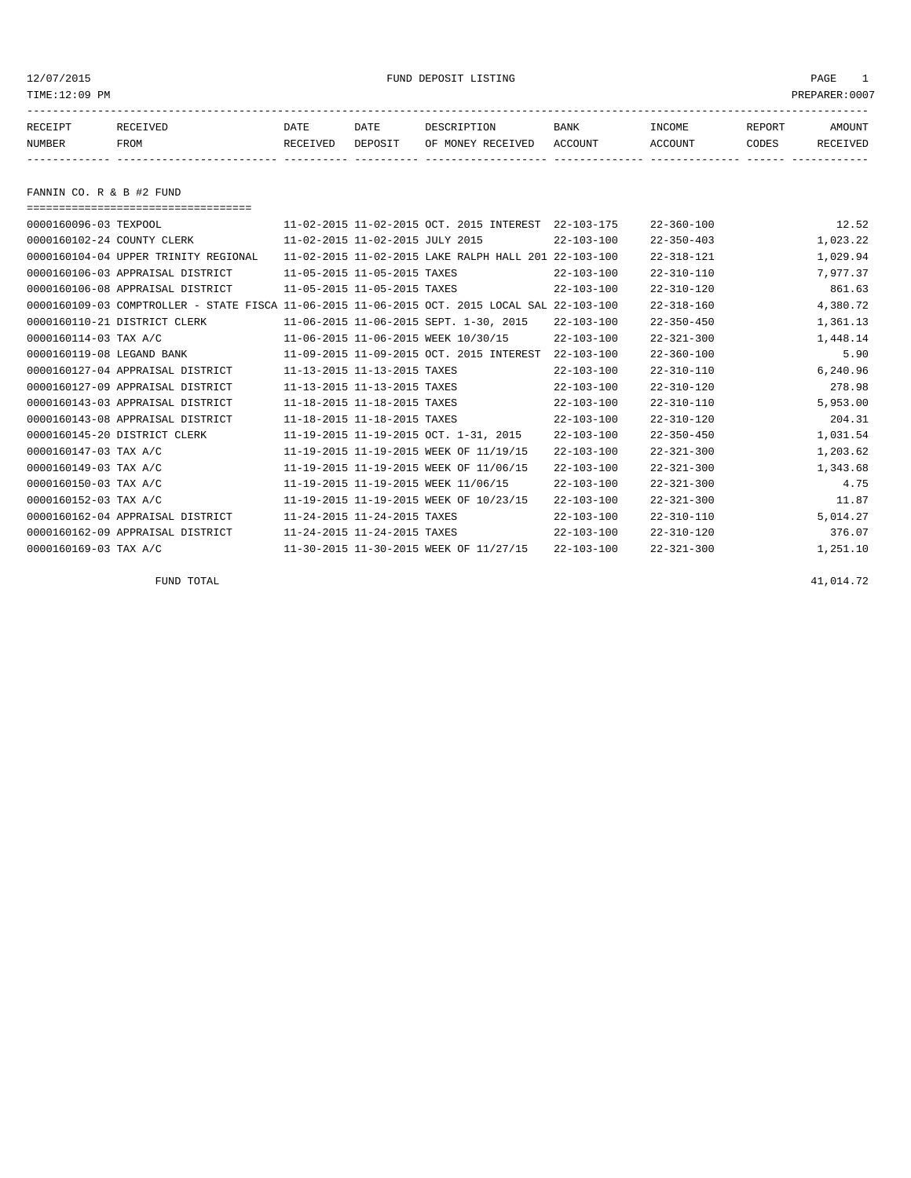FUND DEPOSIT LISTING

12/07/2015
TIME:12:09 PM
PREPARER:0007

| RECEIPT NUMBER | RECEIVED FROM | DATE RECEIVED | DATE DEPOSIT | DESCRIPTION OF MONEY RECEIVED | BANK ACCOUNT | INCOME ACCOUNT | REPORT CODES | AMOUNT RECEIVED |
|---|---|---|---|---|---|---|---|---|
| **FANNIN CO. R & B #2 FUND** | | | | | | | | |
| 0000160096-03 | TEXPOOL | 11-02-2015 | 11-02-2015 | OCT. 2015 INTEREST | 22-103-175 | 22-360-100 | | 12.52 |
| 0000160102-24 | COUNTY CLERK | 11-02-2015 | 11-02-2015 | JULY 2015 | 22-103-100 | 22-350-403 | | 1,023.22 |
| 0000160104-04 | UPPER TRINITY REGIONAL | 11-02-2015 | 11-02-2015 | LAKE RALPH HALL 201 | 22-103-100 | 22-318-121 | | 1,029.94 |
| 0000160106-03 | APPRAISAL DISTRICT | 11-05-2015 | 11-05-2015 | TAXES | 22-103-100 | 22-310-110 | | 7,977.37 |
| 0000160106-08 | APPRAISAL DISTRICT | 11-05-2015 | 11-05-2015 | TAXES | 22-103-100 | 22-310-120 | | 861.63 |
| 0000160109-03 | COMPTROLLER - STATE FISCA | 11-06-2015 | 11-06-2015 | OCT. 2015 LOCAL SAL | 22-103-100 | 22-318-160 | | 4,380.72 |
| 0000160110-21 | DISTRICT CLERK | 11-06-2015 | 11-06-2015 | SEPT. 1-30, 2015 | 22-103-100 | 22-350-450 | | 1,361.13 |
| 0000160114-03 | TAX A/C | 11-06-2015 | 11-06-2015 | WEEK 10/30/15 | 22-103-100 | 22-321-300 | | 1,448.14 |
| 0000160119-08 | LEGAND BANK | 11-09-2015 | 11-09-2015 | OCT. 2015 INTEREST | 22-103-100 | 22-360-100 | | 5.90 |
| 0000160127-04 | APPRAISAL DISTRICT | 11-13-2015 | 11-13-2015 | TAXES | 22-103-100 | 22-310-110 | | 6,240.96 |
| 0000160127-09 | APPRAISAL DISTRICT | 11-13-2015 | 11-13-2015 | TAXES | 22-103-100 | 22-310-120 | | 278.98 |
| 0000160143-03 | APPRAISAL DISTRICT | 11-18-2015 | 11-18-2015 | TAXES | 22-103-100 | 22-310-110 | | 5,953.00 |
| 0000160143-08 | APPRAISAL DISTRICT | 11-18-2015 | 11-18-2015 | TAXES | 22-103-100 | 22-310-120 | | 204.31 |
| 0000160145-20 | DISTRICT CLERK | 11-19-2015 | 11-19-2015 | OCT. 1-31, 2015 | 22-103-100 | 22-350-450 | | 1,031.54 |
| 0000160147-03 | TAX A/C | 11-19-2015 | 11-19-2015 | WEEK OF 11/19/15 | 22-103-100 | 22-321-300 | | 1,203.62 |
| 0000160149-03 | TAX A/C | 11-19-2015 | 11-19-2015 | WEEK OF 11/06/15 | 22-103-100 | 22-321-300 | | 1,343.68 |
| 0000160150-03 | TAX A/C | 11-19-2015 | 11-19-2015 | WEEK 11/06/15 | 22-103-100 | 22-321-300 | | 4.75 |
| 0000160152-03 | TAX A/C | 11-19-2015 | 11-19-2015 | WEEK OF 10/23/15 | 22-103-100 | 22-321-300 | | 11.87 |
| 0000160162-04 | APPRAISAL DISTRICT | 11-24-2015 | 11-24-2015 | TAXES | 22-103-100 | 22-310-110 | | 5,014.27 |
| 0000160162-09 | APPRAISAL DISTRICT | 11-24-2015 | 11-24-2015 | TAXES | 22-103-100 | 22-310-120 | | 376.07 |
| 0000160169-03 | TAX A/C | 11-30-2015 | 11-30-2015 | WEEK OF 11/27/15 | 22-103-100 | 22-321-300 | | 1,251.10 |
| | FUND TOTAL | | | | | | | 41,014.72 |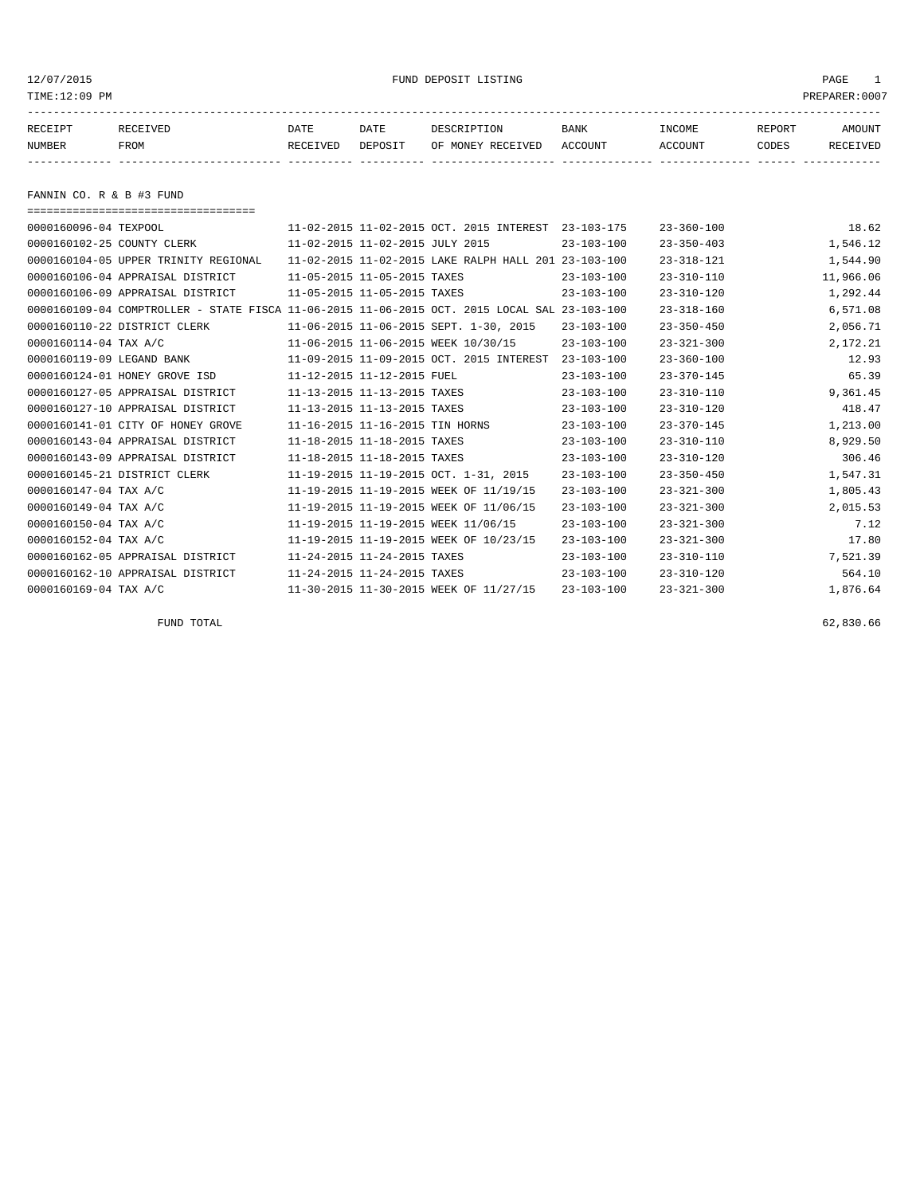12/07/2015 FUND DEPOSIT LISTING PAGE 1
TIME:12:09 PM PREPARER:0007

## FANNIN CO. R & B #3 FUND

| RECEIPT NUMBER | RECEIVED FROM | DATE RECEIVED | DATE DEPOSIT | DESCRIPTION OF MONEY RECEIVED | BANK ACCOUNT | INCOME ACCOUNT | REPORT CODES | AMOUNT RECEIVED |
|---|---|---|---|---|---|---|---|---|
| 0000160096-04 | TEXPOOL | 11-02-2015 | 11-02-2015 | OCT. 2015 INTEREST | 23-103-175 | 23-360-100 | | 18.62 |
| 0000160102-25 | COUNTY CLERK | 11-02-2015 | 11-02-2015 | JULY 2015 | 23-103-100 | 23-350-403 | | 1,546.12 |
| 0000160104-05 | UPPER TRINITY REGIONAL | 11-02-2015 | 11-02-2015 | LAKE RALPH HALL 201 | 23-103-100 | 23-318-121 | | 1,544.90 |
| 0000160106-04 | APPRAISAL DISTRICT | 11-05-2015 | 11-05-2015 | TAXES | 23-103-100 | 23-310-110 | | 11,966.06 |
| 0000160106-09 | APPRAISAL DISTRICT | 11-05-2015 | 11-05-2015 | TAXES | 23-103-100 | 23-310-120 | | 1,292.44 |
| 0000160109-04 | COMPTROLLER - STATE FISCA | 11-06-2015 | 11-06-2015 | OCT. 2015 LOCAL SAL | 23-103-100 | 23-318-160 | | 6,571.08 |
| 0000160110-22 | DISTRICT CLERK | 11-06-2015 | 11-06-2015 | SEPT. 1-30, 2015 | 23-103-100 | 23-350-450 | | 2,056.71 |
| 0000160114-04 | TAX A/C | 11-06-2015 | 11-06-2015 | WEEK 10/30/15 | 23-103-100 | 23-321-300 | | 2,172.21 |
| 0000160119-09 | LEGAND BANK | 11-09-2015 | 11-09-2015 | OCT. 2015 INTEREST | 23-103-100 | 23-360-100 | | 12.93 |
| 0000160124-01 | HONEY GROVE ISD | 11-12-2015 | 11-12-2015 | FUEL | 23-103-100 | 23-370-145 | | 65.39 |
| 0000160127-05 | APPRAISAL DISTRICT | 11-13-2015 | 11-13-2015 | TAXES | 23-103-100 | 23-310-110 | | 9,361.45 |
| 0000160127-10 | APPRAISAL DISTRICT | 11-13-2015 | 11-13-2015 | TAXES | 23-103-100 | 23-310-120 | | 418.47 |
| 0000160141-01 | CITY OF HONEY GROVE | 11-16-2015 | 11-16-2015 | TIN HORNS | 23-103-100 | 23-370-145 | | 1,213.00 |
| 0000160143-04 | APPRAISAL DISTRICT | 11-18-2015 | 11-18-2015 | TAXES | 23-103-100 | 23-310-110 | | 8,929.50 |
| 0000160143-09 | APPRAISAL DISTRICT | 11-18-2015 | 11-18-2015 | TAXES | 23-103-100 | 23-310-120 | | 306.46 |
| 0000160145-21 | DISTRICT CLERK | 11-19-2015 | 11-19-2015 | OCT. 1-31, 2015 | 23-103-100 | 23-350-450 | | 1,547.31 |
| 0000160147-04 | TAX A/C | 11-19-2015 | 11-19-2015 | WEEK OF 11/19/15 | 23-103-100 | 23-321-300 | | 1,805.43 |
| 0000160149-04 | TAX A/C | 11-19-2015 | 11-19-2015 | WEEK OF 11/06/15 | 23-103-100 | 23-321-300 | | 2,015.53 |
| 0000160150-04 | TAX A/C | 11-19-2015 | 11-19-2015 | WEEK 11/06/15 | 23-103-100 | 23-321-300 | | 7.12 |
| 0000160152-04 | TAX A/C | 11-19-2015 | 11-19-2015 | WEEK OF 10/23/15 | 23-103-100 | 23-321-300 | | 17.80 |
| 0000160162-05 | APPRAISAL DISTRICT | 11-24-2015 | 11-24-2015 | TAXES | 23-103-100 | 23-310-110 | | 7,521.39 |
| 0000160162-10 | APPRAISAL DISTRICT | 11-24-2015 | 11-24-2015 | TAXES | 23-103-100 | 23-310-120 | | 564.10 |
| 0000160169-04 | TAX A/C | 11-30-2015 | 11-30-2015 | WEEK OF 11/27/15 | 23-103-100 | 23-321-300 | | 1,876.64 |

FUND TOTAL 62,830.66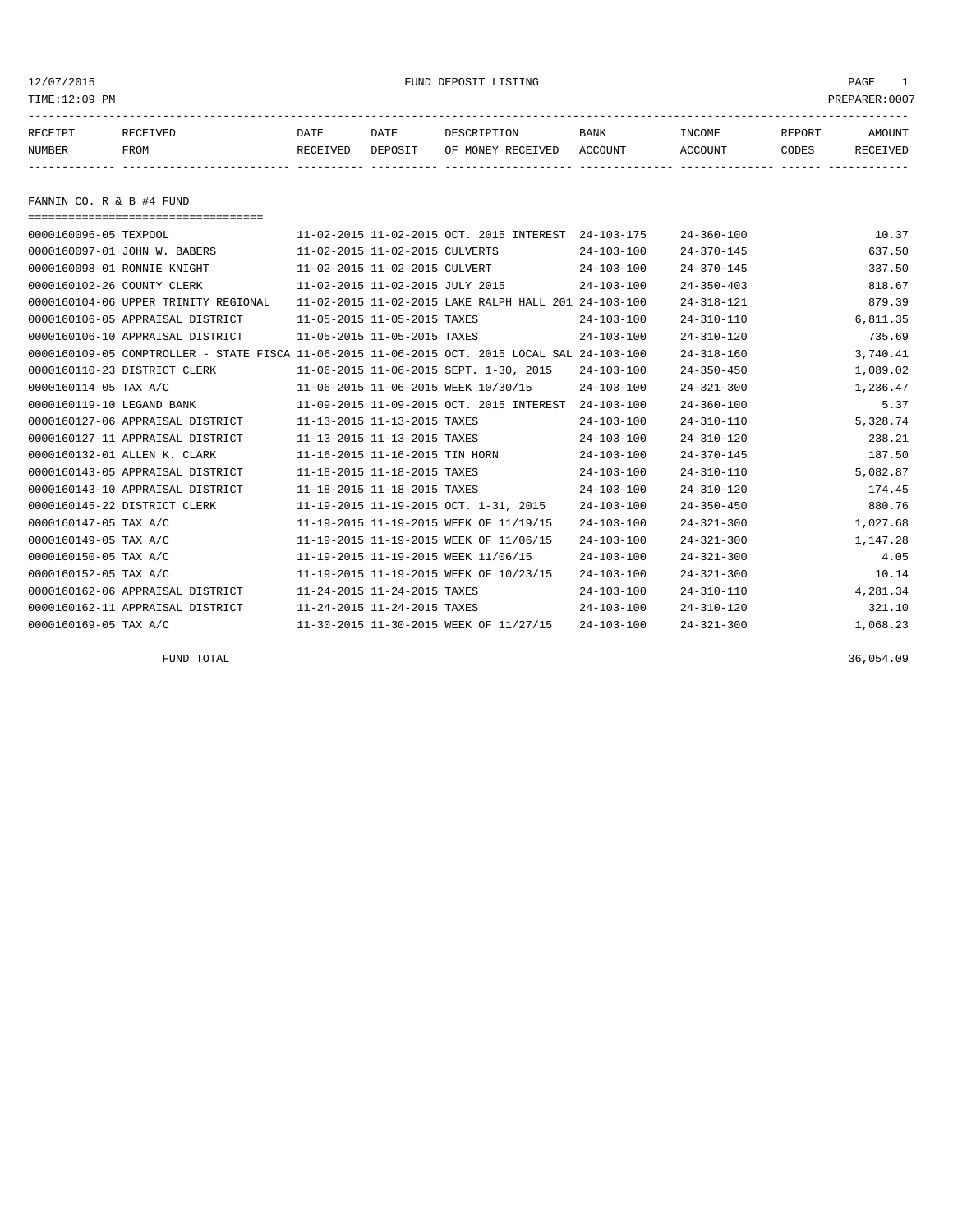12/07/2015 FUND DEPOSIT LISTING PAGE 1

TIME:12:09 PM PREPARER:0007

| RECEIPT NUMBER | RECEIVED FROM | DATE RECEIVED | DATE DEPOSIT | DESCRIPTION OF MONEY RECEIVED | BANK ACCOUNT | INCOME ACCOUNT | REPORT CODES | AMOUNT RECEIVED |
|---|---|---|---|---|---|---|---|---|

## FANNIN CO. R & B #4 FUND

| RECEIPT NUMBER | RECEIVED FROM | DATE RECEIVED | DATE DEPOSIT | DESCRIPTION OF MONEY RECEIVED | BANK ACCOUNT | INCOME ACCOUNT | REPORT CODES | AMOUNT RECEIVED |
|---|---|---|---|---|---|---|---|---|
| 0000160096-05 | TEXPOOL | 11-02-2015 | 11-02-2015 | OCT. 2015 INTEREST | 24-103-175 | 24-360-100 | | 10.37 |
| 0000160097-01 | JOHN W. BABERS | 11-02-2015 | 11-02-2015 | CULVERTS | 24-103-100 | 24-370-145 | | 637.50 |
| 0000160098-01 | RONNIE KNIGHT | 11-02-2015 | 11-02-2015 | CULVERT | 24-103-100 | 24-370-145 | | 337.50 |
| 0000160102-26 | COUNTY CLERK | 11-02-2015 | 11-02-2015 | JULY 2015 | 24-103-100 | 24-350-403 | | 818.67 |
| 0000160104-06 | UPPER TRINITY REGIONAL | 11-02-2015 | 11-02-2015 | LAKE RALPH HALL 201 | 24-103-100 | 24-318-121 | | 879.39 |
| 0000160106-05 | APPRAISAL DISTRICT | 11-05-2015 | 11-05-2015 | TAXES | 24-103-100 | 24-310-110 | | 6,811.35 |
| 0000160106-10 | APPRAISAL DISTRICT | 11-05-2015 | 11-05-2015 | TAXES | 24-103-100 | 24-310-120 | | 735.69 |
| 0000160109-05 | COMPTROLLER - STATE FISCA | 11-06-2015 | 11-06-2015 | OCT. 2015 LOCAL SAL | 24-103-100 | 24-318-160 | | 3,740.41 |
| 0000160110-23 | DISTRICT CLERK | 11-06-2015 | 11-06-2015 | SEPT. 1-30, 2015 | 24-103-100 | 24-350-450 | | 1,089.02 |
| 0000160114-05 | TAX A/C | 11-06-2015 | 11-06-2015 | WEEK 10/30/15 | 24-103-100 | 24-321-300 | | 1,236.47 |
| 0000160119-10 | LEGAND BANK | 11-09-2015 | 11-09-2015 | OCT. 2015 INTEREST | 24-103-100 | 24-360-100 | | 5.37 |
| 0000160127-06 | APPRAISAL DISTRICT | 11-13-2015 | 11-13-2015 | TAXES | 24-103-100 | 24-310-110 | | 5,328.74 |
| 0000160127-11 | APPRAISAL DISTRICT | 11-13-2015 | 11-13-2015 | TAXES | 24-103-100 | 24-310-120 | | 238.21 |
| 0000160132-01 | ALLEN K. CLARK | 11-16-2015 | 11-16-2015 | TIN HORN | 24-103-100 | 24-370-145 | | 187.50 |
| 0000160143-05 | APPRAISAL DISTRICT | 11-18-2015 | 11-18-2015 | TAXES | 24-103-100 | 24-310-110 | | 5,082.87 |
| 0000160143-10 | APPRAISAL DISTRICT | 11-18-2015 | 11-18-2015 | TAXES | 24-103-100 | 24-310-120 | | 174.45 |
| 0000160145-22 | DISTRICT CLERK | 11-19-2015 | 11-19-2015 | OCT. 1-31, 2015 | 24-103-100 | 24-350-450 | | 880.76 |
| 0000160147-05 | TAX A/C | 11-19-2015 | 11-19-2015 | WEEK OF 11/19/15 | 24-103-100 | 24-321-300 | | 1,027.68 |
| 0000160149-05 | TAX A/C | 11-19-2015 | 11-19-2015 | WEEK OF 11/06/15 | 24-103-100 | 24-321-300 | | 1,147.28 |
| 0000160150-05 | TAX A/C | 11-19-2015 | 11-19-2015 | WEEK 11/06/15 | 24-103-100 | 24-321-300 | | 4.05 |
| 0000160152-05 | TAX A/C | 11-19-2015 | 11-19-2015 | WEEK OF 10/23/15 | 24-103-100 | 24-321-300 | | 10.14 |
| 0000160162-06 | APPRAISAL DISTRICT | 11-24-2015 | 11-24-2015 | TAXES | 24-103-100 | 24-310-110 | | 4,281.34 |
| 0000160162-11 | APPRAISAL DISTRICT | 11-24-2015 | 11-24-2015 | TAXES | 24-103-100 | 24-310-120 | | 321.10 |
| 0000160169-05 | TAX A/C | 11-30-2015 | 11-30-2015 | WEEK OF 11/27/15 | 24-103-100 | 24-321-300 | | 1,068.23 |

FUND TOTAL 36,054.09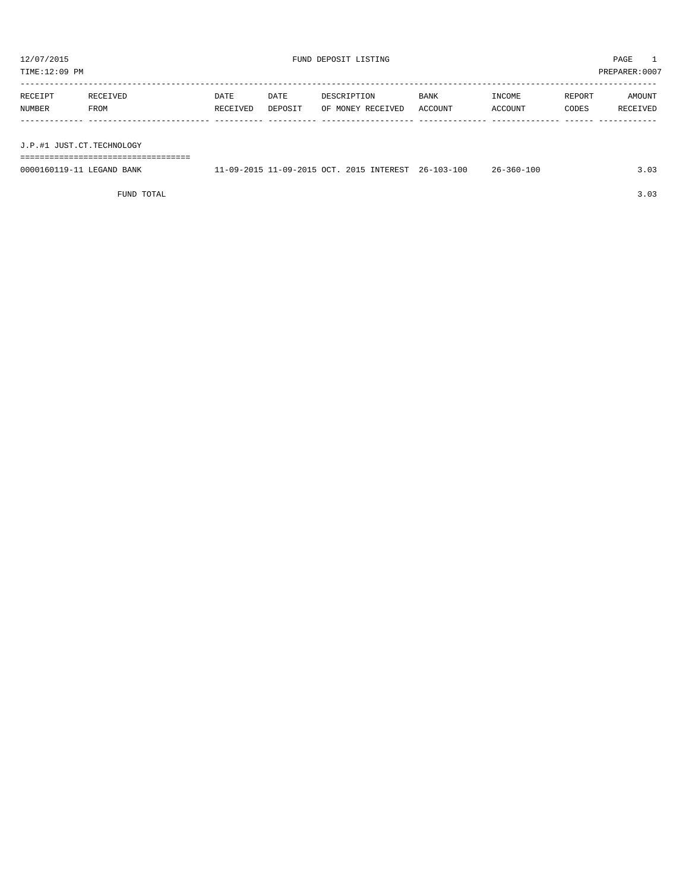12/07/2015 FUND DEPOSIT LISTING

TIME:12:09 PM PREPARER:0007

| RECEIPT NUMBER | RECEIVED FROM | DATE RECEIVED | DATE DEPOSIT | DESCRIPTION OF MONEY RECEIVED | BANK ACCOUNT | INCOME ACCOUNT | REPORT CODES | AMOUNT RECEIVED |
|---|---|---|---|---|---|---|---|---|
| J.P.#1 JUST.CT.TECHNOLOGY | | | | | | | | |
| 0000160119-11 | LEGAND BANK | 11-09-2015 | 11-09-2015 | OCT. 2015 INTEREST | 26-103-100 | 26-360-100 | | 3.03 |
| | FUND TOTAL | | | | | | | 3.03 |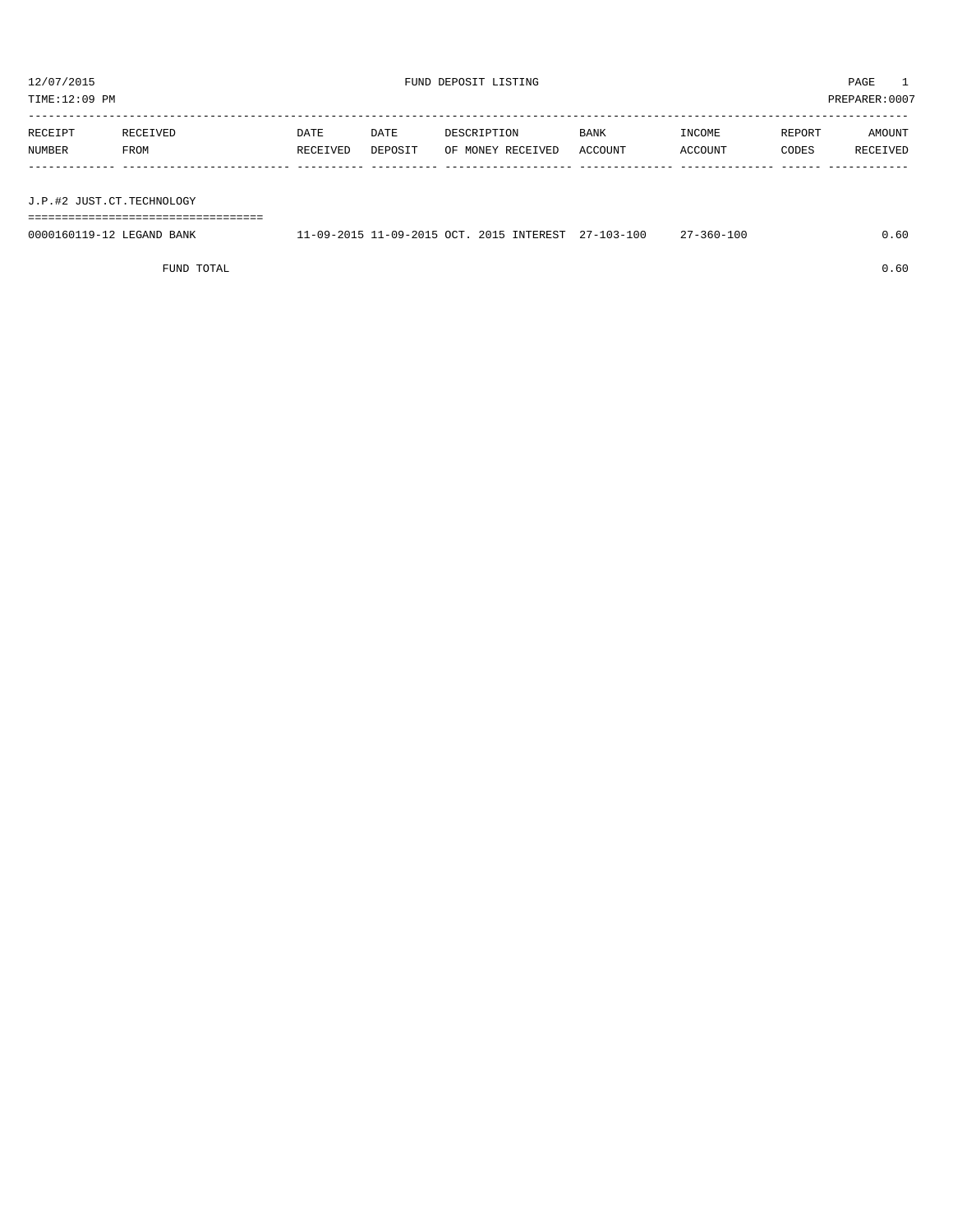12/07/2015 FUND DEPOSIT LISTING PAGE 1

TIME:12:09 PM PREPARER:0007

| RECEIPT NUMBER | RECEIVED FROM | DATE RECEIVED | DATE DEPOSIT | DESCRIPTION OF MONEY RECEIVED | BANK ACCOUNT | INCOME ACCOUNT | REPORT CODES | AMOUNT RECEIVED |
|---|---|---|---|---|---|---|---|---|
| **J.P.#2 JUST.CT.TECHNOLOGY** | | | | | | | | |
| 0000160119-12 | LEGAND BANK | 11-09-2015 | 11-09-2015 | OCT. 2015 INTEREST | 27-103-100 | 27-360-100 | | 0.60 |
| | FUND TOTAL | | | | | | | 0.60 |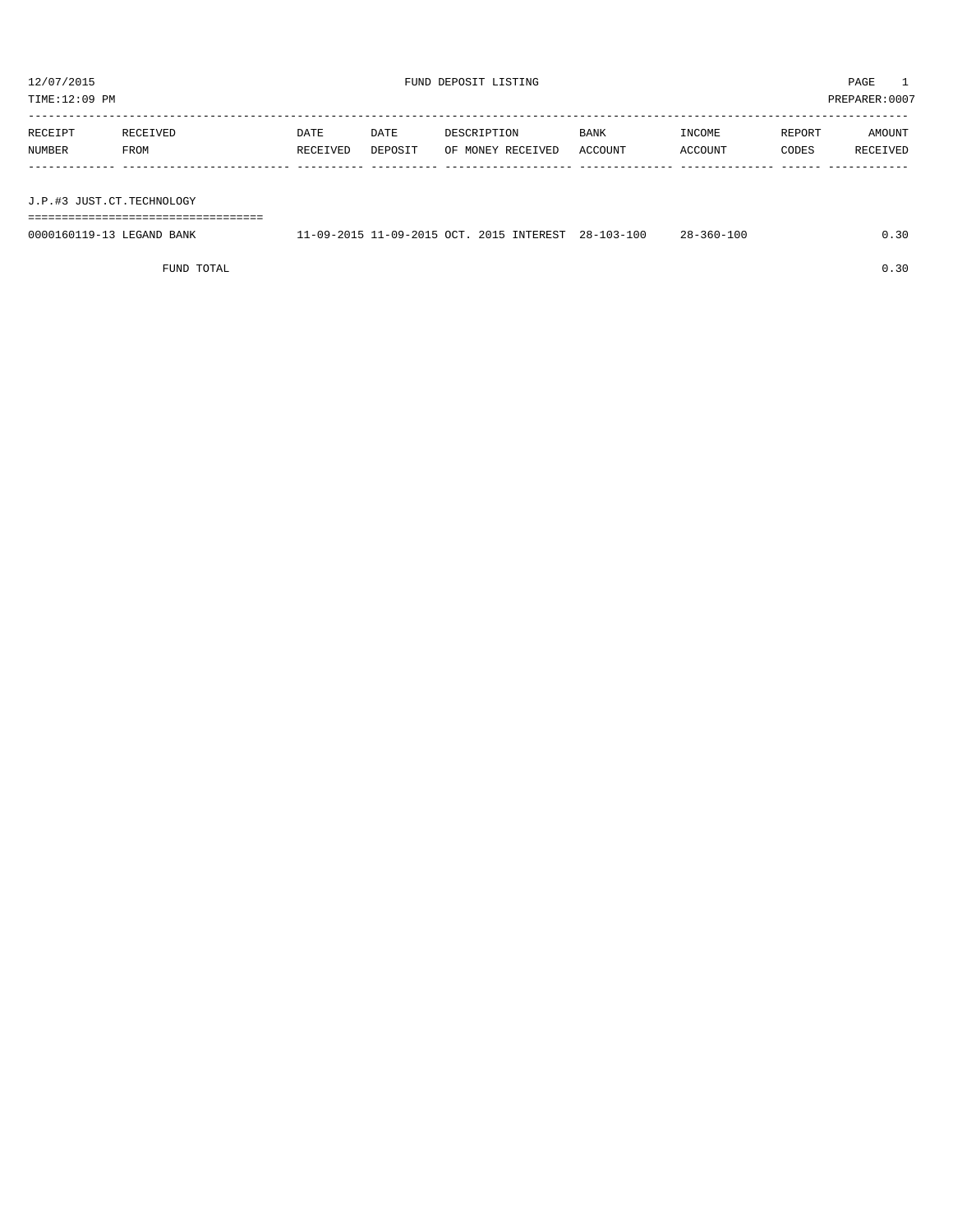# FUND DEPOSIT LISTING

12/07/2015
TIME:12:09 PM
PREPARER:0007

| RECEIPT NUMBER | RECEIVED FROM | DATE RECEIVED | DATE DEPOSIT | DESCRIPTION OF MONEY RECEIVED | BANK ACCOUNT | INCOME ACCOUNT | REPORT CODES | AMOUNT RECEIVED |
|---|---|---|---|---|---|---|---|---|
| **J.P.#3 JUST.CT.TECHNOLOGY** | | | | | | | | |
| 0000160119-13 | LEGAND BANK | 11-09-2015 | 11-09-2015 | OCT. 2015 INTEREST | 28-103-100 | 28-360-100 | | 0.30 |
| | FUND TOTAL | | | | | | | 0.30 |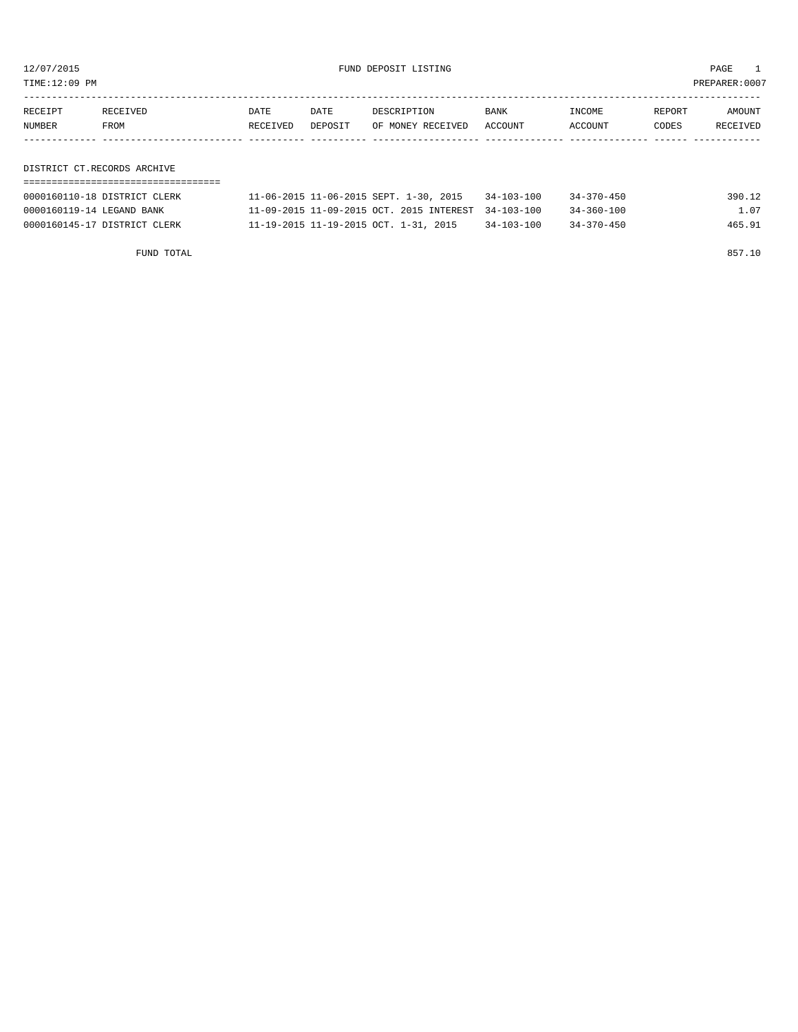12/07/2015 FUND DEPOSIT LISTING

TIME:12:09 PM PREPARER:0007

| RECEIPT NUMBER | RECEIVED FROM | DATE RECEIVED | DATE DEPOSIT | DESCRIPTION OF MONEY RECEIVED | BANK ACCOUNT | INCOME ACCOUNT | REPORT CODES | AMOUNT RECEIVED |
|---|---|---|---|---|---|---|---|---|
| **DISTRICT CT.RECORDS ARCHIVE** | | | | | | | | |
| 0000160110-18 | DISTRICT CLERK | 11-06-2015 | 11-06-2015 | SEPT. 1-30, 2015 | 34-103-100 | 34-370-450 | | 390.12 |
| 0000160119-14 | LEGAND BANK | 11-09-2015 | 11-09-2015 | OCT. 2015 INTEREST | 34-103-100 | 34-360-100 | | 1.07 |
| 0000160145-17 | DISTRICT CLERK | 11-19-2015 | 11-19-2015 | OCT. 1-31, 2015 | 34-103-100 | 34-370-450 | | 465.91 |
| | FUND TOTAL | | | | | | | 857.10 |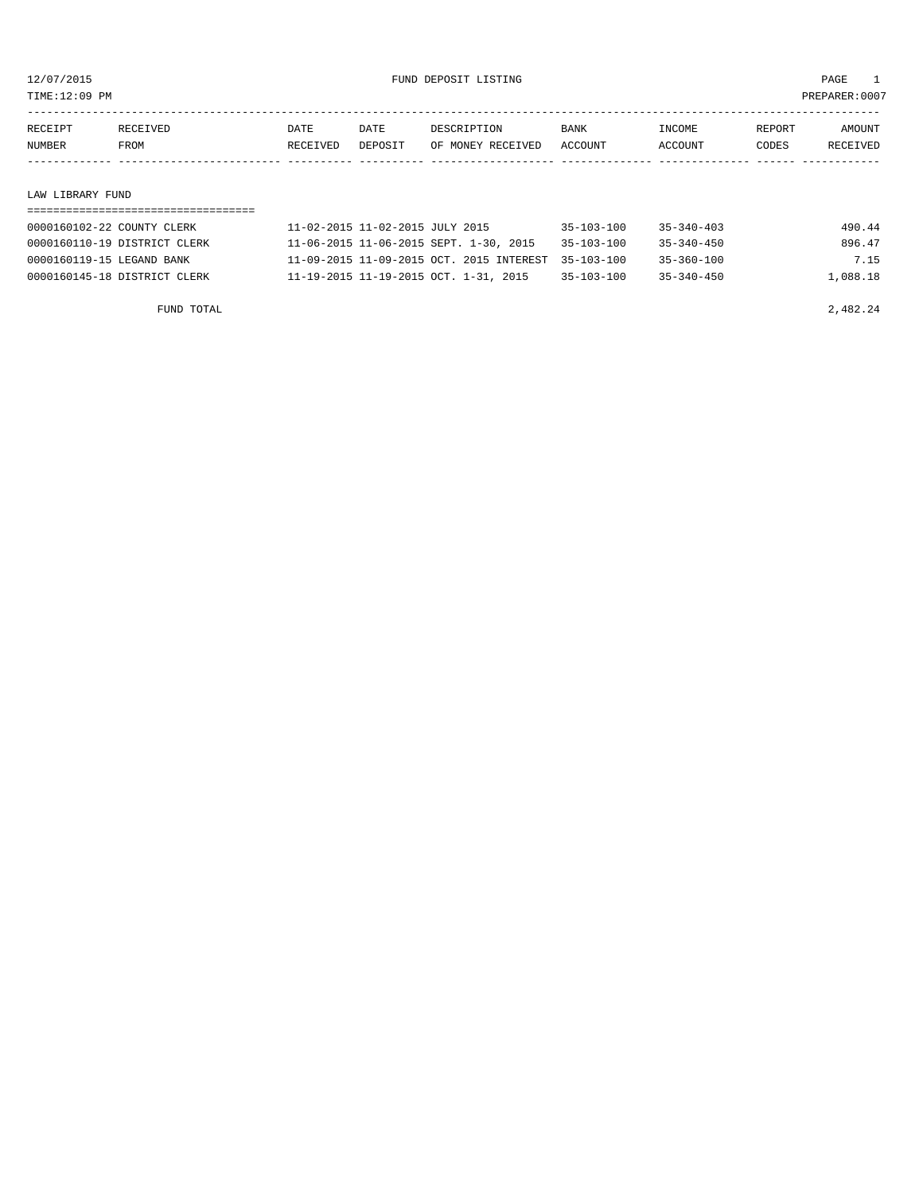12/07/2015 FUND DEPOSIT LISTING

TIME:12:09 PM PREPARER:0007

| RECEIPT NUMBER | RECEIVED FROM | DATE RECEIVED | DATE DEPOSIT | DESCRIPTION OF MONEY RECEIVED | BANK ACCOUNT | INCOME ACCOUNT | REPORT CODES | AMOUNT RECEIVED |
|---|---|---|---|---|---|---|---|---|
| **LAW LIBRARY FUND** | | | | | | | | |
| 0000160102-22 | COUNTY CLERK | 11-02-2015 | 11-02-2015 | JULY 2015 | 35-103-100 | 35-340-403 | | 490.44 |
| 0000160110-19 | DISTRICT CLERK | 11-06-2015 | 11-06-2015 | SEPT. 1-30, 2015 | 35-103-100 | 35-340-450 | | 896.47 |
| 0000160119-15 | LEGAND BANK | 11-09-2015 | 11-09-2015 | OCT. 2015 INTEREST | 35-103-100 | 35-360-100 | | 7.15 |
| 0000160145-18 | DISTRICT CLERK | 11-19-2015 | 11-19-2015 | OCT. 1-31, 2015 | 35-103-100 | 35-340-450 | | 1,088.18 |
| | FUND TOTAL | | | | | | | 2,482.24 |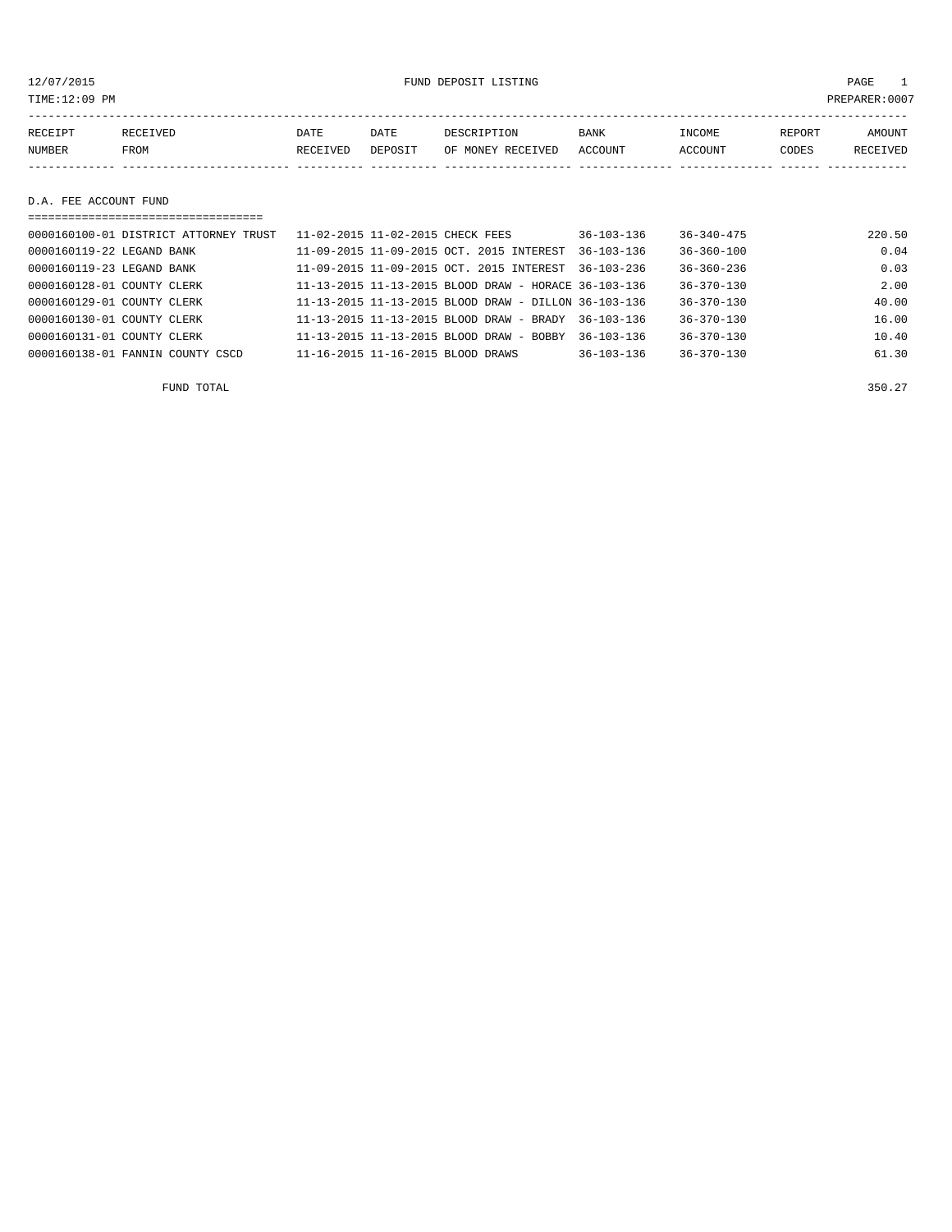12/07/2015 FUND DEPOSIT LISTING

TIME:12:09 PM PREPARER:0007

| RECEIPT NUMBER | RECEIVED FROM | DATE RECEIVED | DATE DEPOSIT | DESCRIPTION OF MONEY RECEIVED | BANK ACCOUNT | INCOME ACCOUNT | REPORT CODES | AMOUNT RECEIVED |
|---|---|---|---|---|---|---|---|---|

## D.A. FEE ACCOUNT FUND

| RECEIPT NUMBER | RECEIVED FROM | DATE RECEIVED | DATE DEPOSIT | DESCRIPTION OF MONEY RECEIVED | BANK ACCOUNT | INCOME ACCOUNT | REPORT CODES | AMOUNT RECEIVED |
|---|---|---|---|---|---|---|---|---|
| 0000160100-01 | DISTRICT ATTORNEY TRUST | 11-02-2015 | 11-02-2015 | CHECK FEES | 36-103-136 | 36-340-475 | | 220.50 |
| 0000160119-22 | LEGAND BANK | 11-09-2015 | 11-09-2015 | OCT. 2015 INTEREST | 36-103-136 | 36-360-100 | | 0.04 |
| 0000160119-23 | LEGAND BANK | 11-09-2015 | 11-09-2015 | OCT. 2015 INTEREST | 36-103-236 | 36-360-236 | | 0.03 |
| 0000160128-01 | COUNTY CLERK | 11-13-2015 | 11-13-2015 | BLOOD DRAW - HORACE | 36-103-136 | 36-370-130 | | 2.00 |
| 0000160129-01 | COUNTY CLERK | 11-13-2015 | 11-13-2015 | BLOOD DRAW - DILLON | 36-103-136 | 36-370-130 | | 40.00 |
| 0000160130-01 | COUNTY CLERK | 11-13-2015 | 11-13-2015 | BLOOD DRAW - BRADY | 36-103-136 | 36-370-130 | | 16.00 |
| 0000160131-01 | COUNTY CLERK | 11-13-2015 | 11-13-2015 | BLOOD DRAW - BOBBY | 36-103-136 | 36-370-130 | | 10.40 |
| 0000160138-01 | FANNIN COUNTY CSCD | 11-16-2015 | 11-16-2015 | BLOOD DRAWS | 36-103-136 | 36-370-130 | | 61.30 |
| | FUND TOTAL | | | | | | | 350.27 |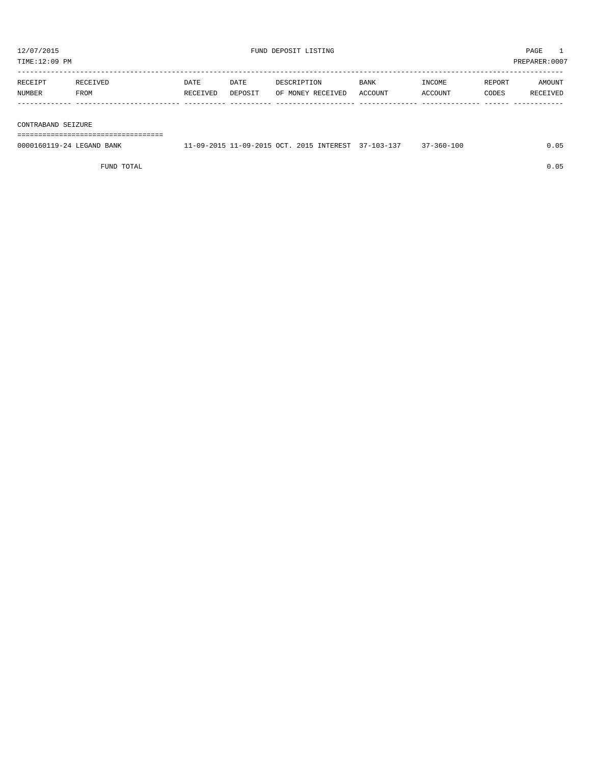12/07/2015 FUND DEPOSIT LISTING

TIME:12:09 PM PREPARER:0007

| RECEIPT NUMBER | RECEIVED FROM | DATE RECEIVED | DATE DEPOSIT | DESCRIPTION OF MONEY RECEIVED | BANK ACCOUNT | INCOME ACCOUNT | REPORT CODES | AMOUNT RECEIVED |
|---|---|---|---|---|---|---|---|---|
| **CONTRABAND SEIZURE** | | | | | | | | |
| 0000160119-24 | LEGAND BANK | 11-09-2015 | 11-09-2015 | OCT. 2015 INTEREST | 37-103-137 | 37-360-100 | | 0.05 |
| | FUND TOTAL | | | | | | | 0.05 |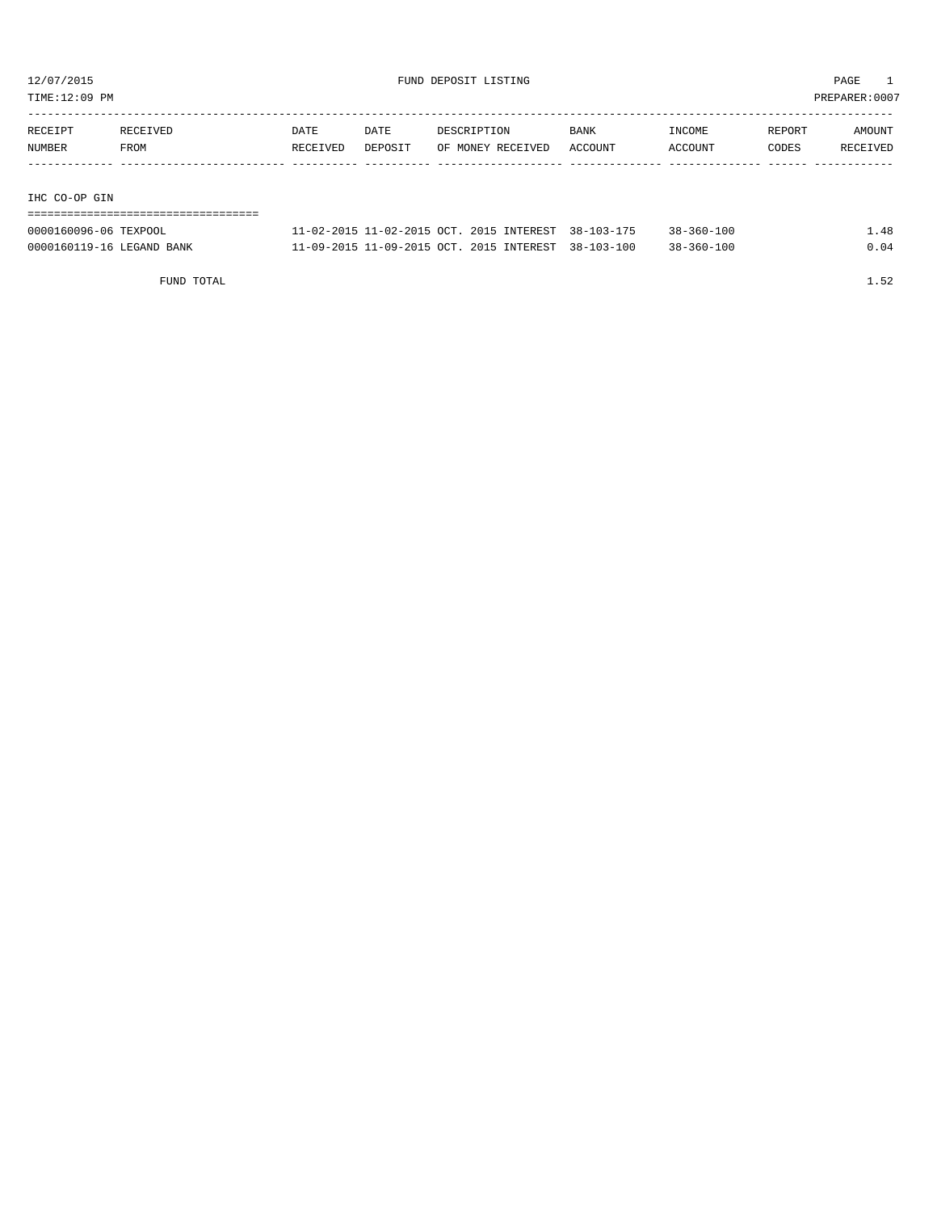12/07/2015 FUND DEPOSIT LISTING PAGE 1

TIME:12:09 PM PREPARER:0007

| RECEIPT NUMBER | RECEIVED FROM | DATE RECEIVED | DATE DEPOSIT | DESCRIPTION OF MONEY RECEIVED | BANK ACCOUNT | INCOME ACCOUNT | REPORT CODES | AMOUNT RECEIVED |
|---|---|---|---|---|---|---|---|---|
| **IHC CO-OP GIN** | | | | | | | | |
| 0000160096-06 | TEXPOOL | 11-02-2015 | 11-02-2015 | OCT. 2015 INTEREST | 38-103-175 | 38-360-100 | | 1.48 |
| 0000160119-16 | LEGAND BANK | 11-09-2015 | 11-09-2015 | OCT. 2015 INTEREST | 38-103-100 | 38-360-100 | | 0.04 |
| | FUND TOTAL | | | | | | | 1.52 |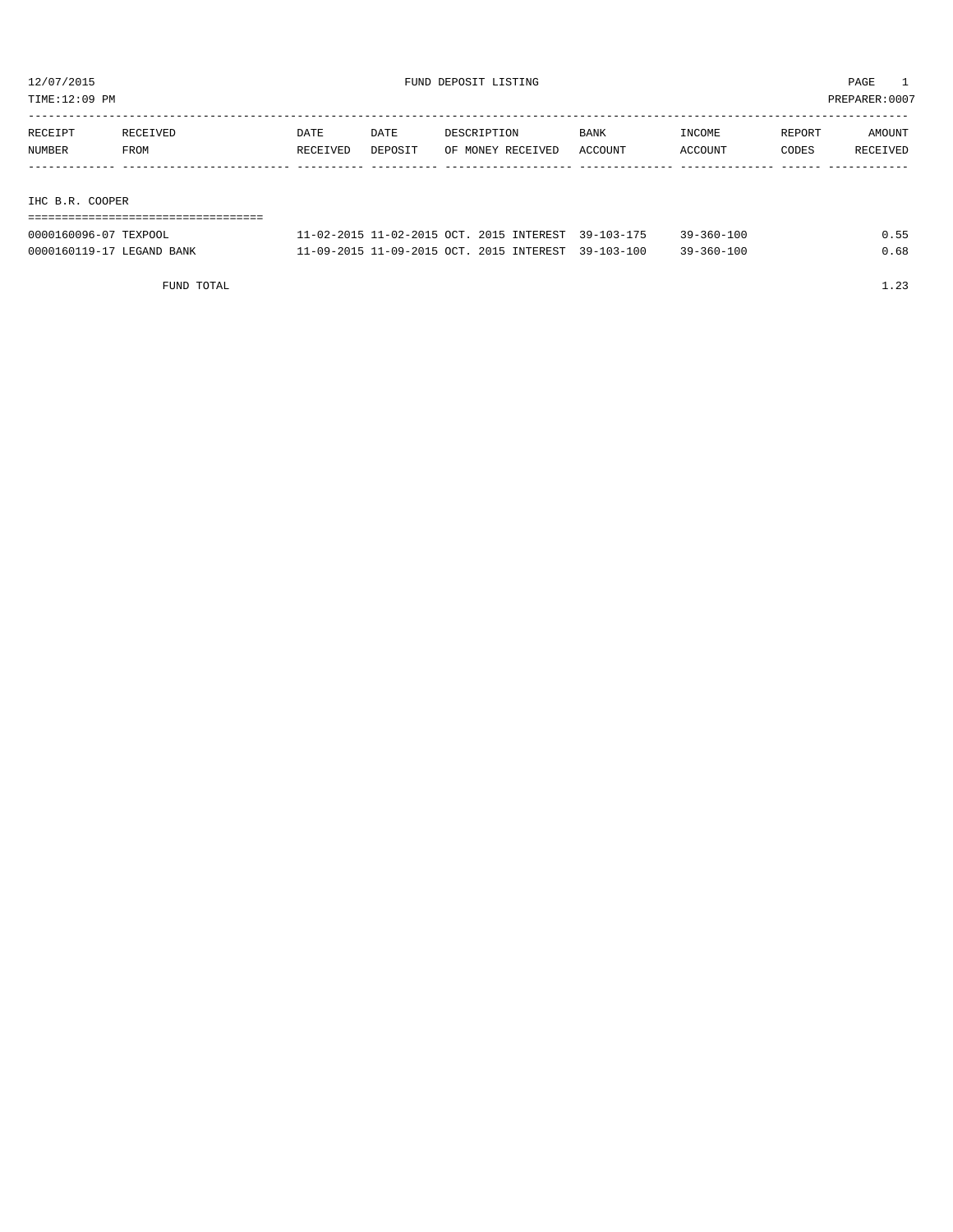12/07/2015 FUND DEPOSIT LISTING PAGE 1

TIME:12:09 PM PREPARER:0007

| RECEIPT NUMBER | RECEIVED FROM | DATE RECEIVED | DATE DEPOSIT | DESCRIPTION OF MONEY RECEIVED | BANK ACCOUNT | INCOME ACCOUNT | REPORT CODES | AMOUNT RECEIVED |
|---|---|---|---|---|---|---|---|---|
| **IHC B.R. COOPER** | | | | | | | | |
| 0000160096-07 | TEXPOOL | 11-02-2015 | 11-02-2015 | OCT. 2015 INTEREST | 39-103-175 | 39-360-100 | | 0.55 |
| 0000160119-17 | LEGAND BANK | 11-09-2015 | 11-09-2015 | OCT. 2015 INTEREST | 39-103-100 | 39-360-100 | | 0.68 |
| | FUND TOTAL | | | | | | | 1.23 |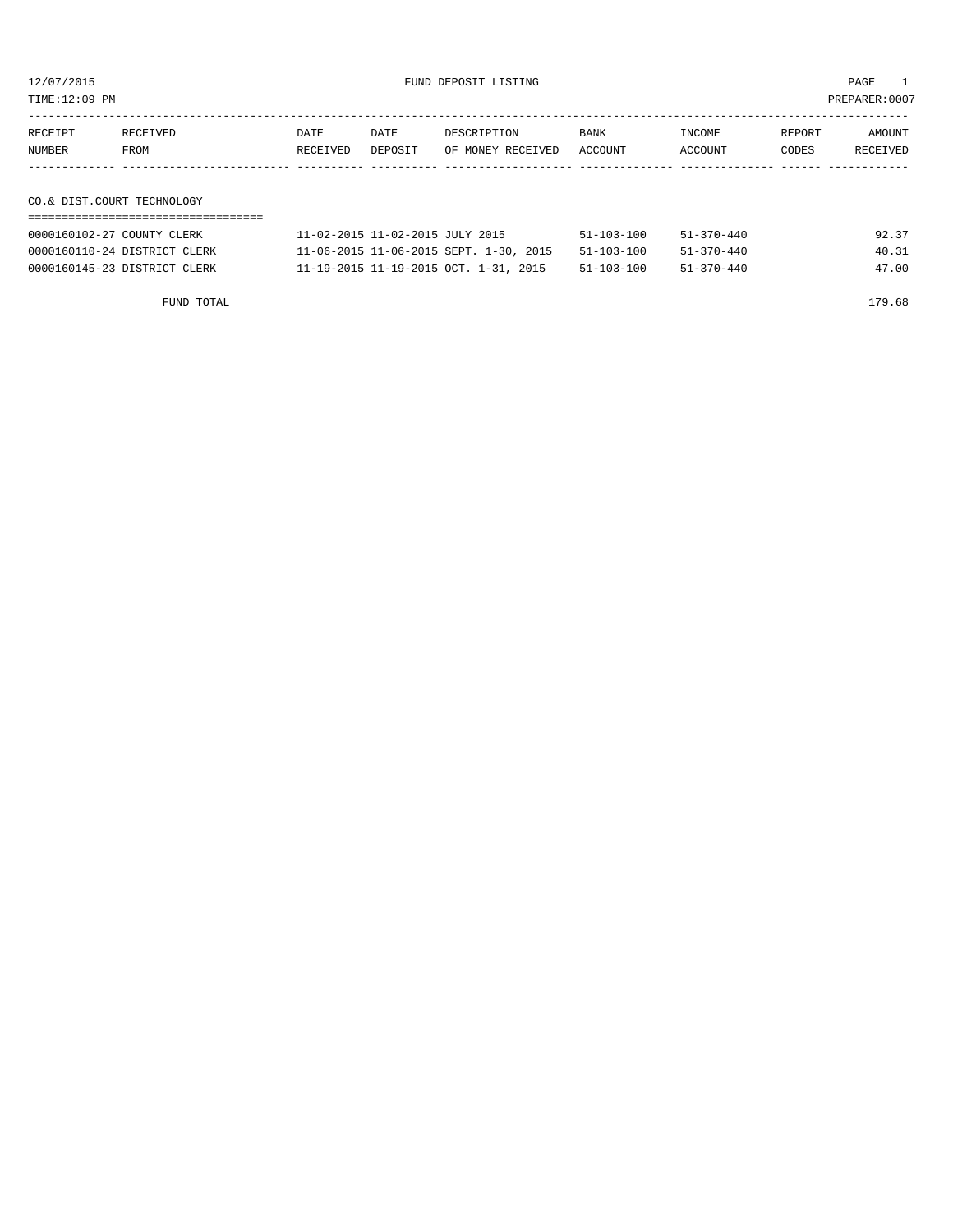12/07/2015 FUND DEPOSIT LISTING PAGE 1

TIME:12:09 PM PREPARER:0007

| RECEIPT NUMBER | RECEIVED FROM | DATE RECEIVED | DATE DEPOSIT | DESCRIPTION OF MONEY RECEIVED | BANK ACCOUNT | INCOME ACCOUNT | REPORT CODES | AMOUNT RECEIVED |
|---|---|---|---|---|---|---|---|---|
| **CO.& DIST.COURT TECHNOLOGY** | | | | | | | | |
| 0000160102-27 | COUNTY CLERK | 11-02-2015 | 11-02-2015 | JULY 2015 | 51-103-100 | 51-370-440 | | 92.37 |
| 0000160110-24 | DISTRICT CLERK | 11-06-2015 | 11-06-2015 | SEPT. 1-30, 2015 | 51-103-100 | 51-370-440 | | 40.31 |
| 0000160145-23 | DISTRICT CLERK | 11-19-2015 | 11-19-2015 | OCT. 1-31, 2015 | 51-103-100 | 51-370-440 | | 47.00 |
| | FUND TOTAL | | | | | | | 179.68 |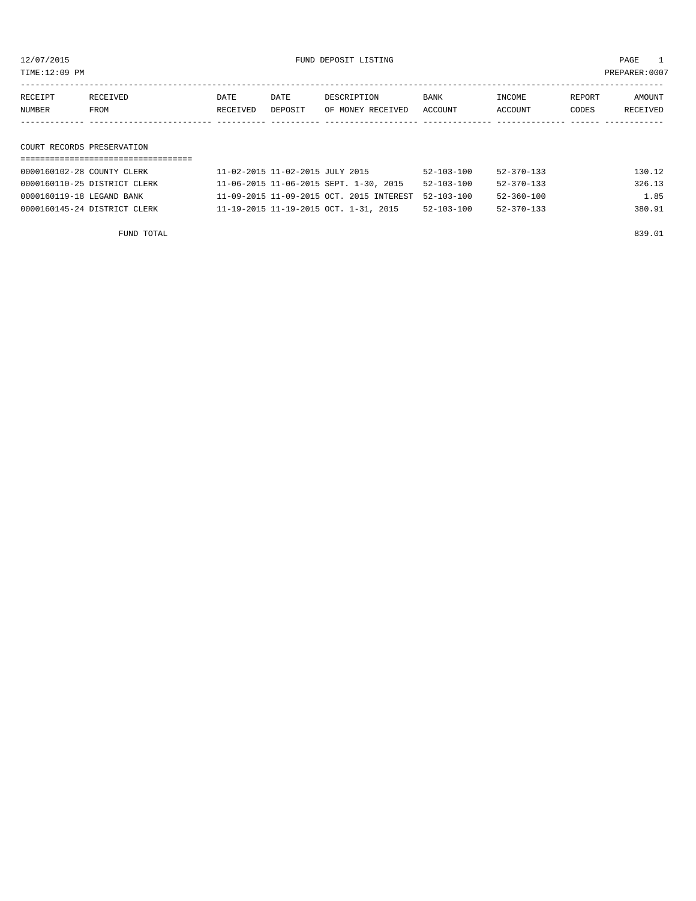12/07/2015 FUND DEPOSIT LISTING PAGE 1

TIME:12:09 PM PREPARER:0007

## COURT RECORDS PRESERVATION

| RECEIPT NUMBER | RECEIVED FROM | DATE RECEIVED | DATE DEPOSIT | DESCRIPTION OF MONEY RECEIVED | BANK ACCOUNT | INCOME ACCOUNT | REPORT CODES | AMOUNT RECEIVED |
|---|---|---|---|---|---|---|---|---|
| 0000160102-28 | COUNTY CLERK | 11-02-2015 | 11-02-2015 | JULY 2015 | 52-103-100 | 52-370-133 | | 130.12 |
| 0000160110-25 | DISTRICT CLERK | 11-06-2015 | 11-06-2015 | SEPT. 1-30, 2015 | 52-103-100 | 52-370-133 | | 326.13 |
| 0000160119-18 | LEGAND BANK | 11-09-2015 | 11-09-2015 | OCT. 2015 INTEREST | 52-103-100 | 52-360-100 | | 1.85 |
| 0000160145-24 | DISTRICT CLERK | 11-19-2015 | 11-19-2015 | OCT. 1-31, 2015 | 52-103-100 | 52-370-133 | | 380.91 |

FUND TOTAL 839.01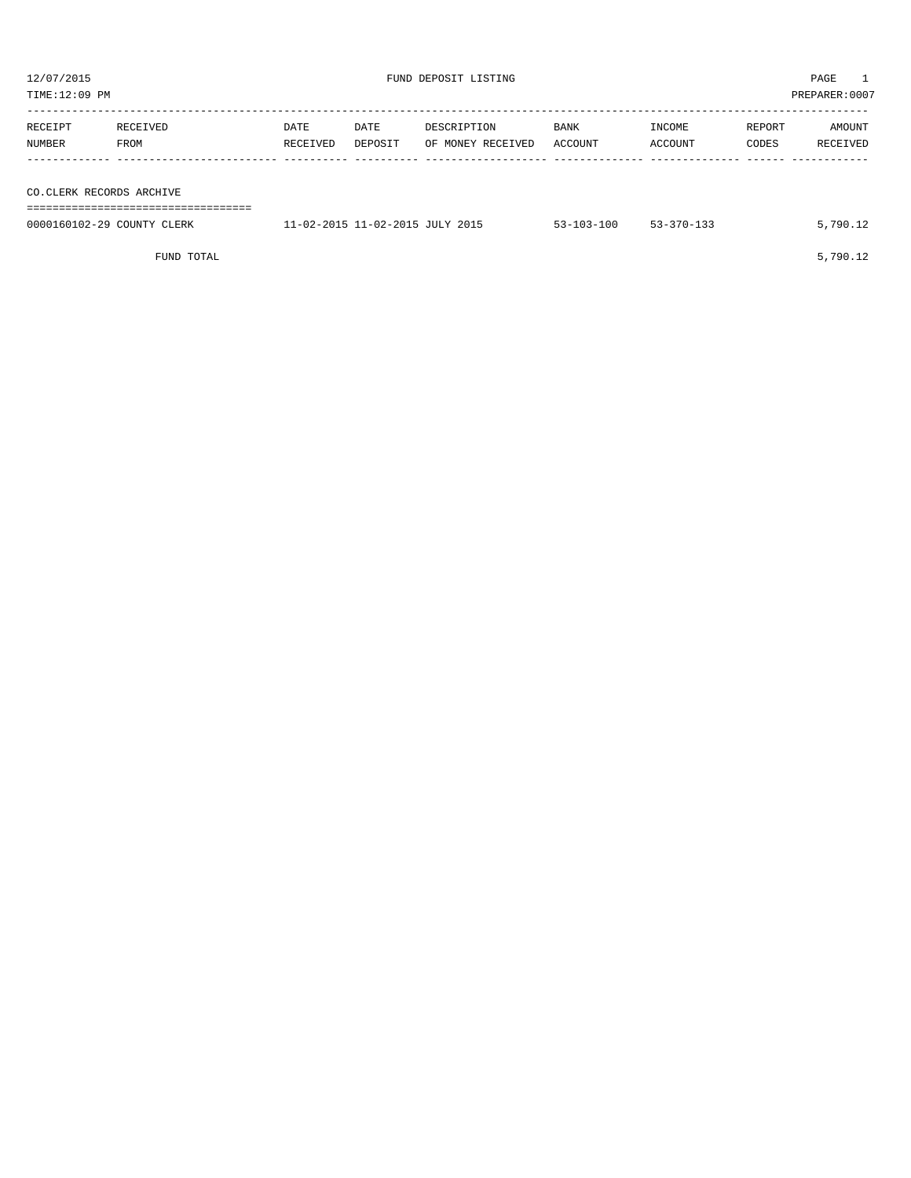12/07/2015 FUND DEPOSIT LISTING

TIME:12:09 PM PREPARER:0007

| RECEIPT NUMBER | RECEIVED FROM | DATE RECEIVED | DATE DEPOSIT | DESCRIPTION OF MONEY RECEIVED | BANK ACCOUNT | INCOME ACCOUNT | REPORT CODES | AMOUNT RECEIVED |
|---|---|---|---|---|---|---|---|---|
| **CO.CLERK RECORDS ARCHIVE** | | | | | | | | |
| 0000160102-29 | COUNTY CLERK | 11-02-2015 | 11-02-2015 | JULY 2015 | 53-103-100 | 53-370-133 | | 5,790.12 |
| | FUND TOTAL | | | | | | | 5,790.12 |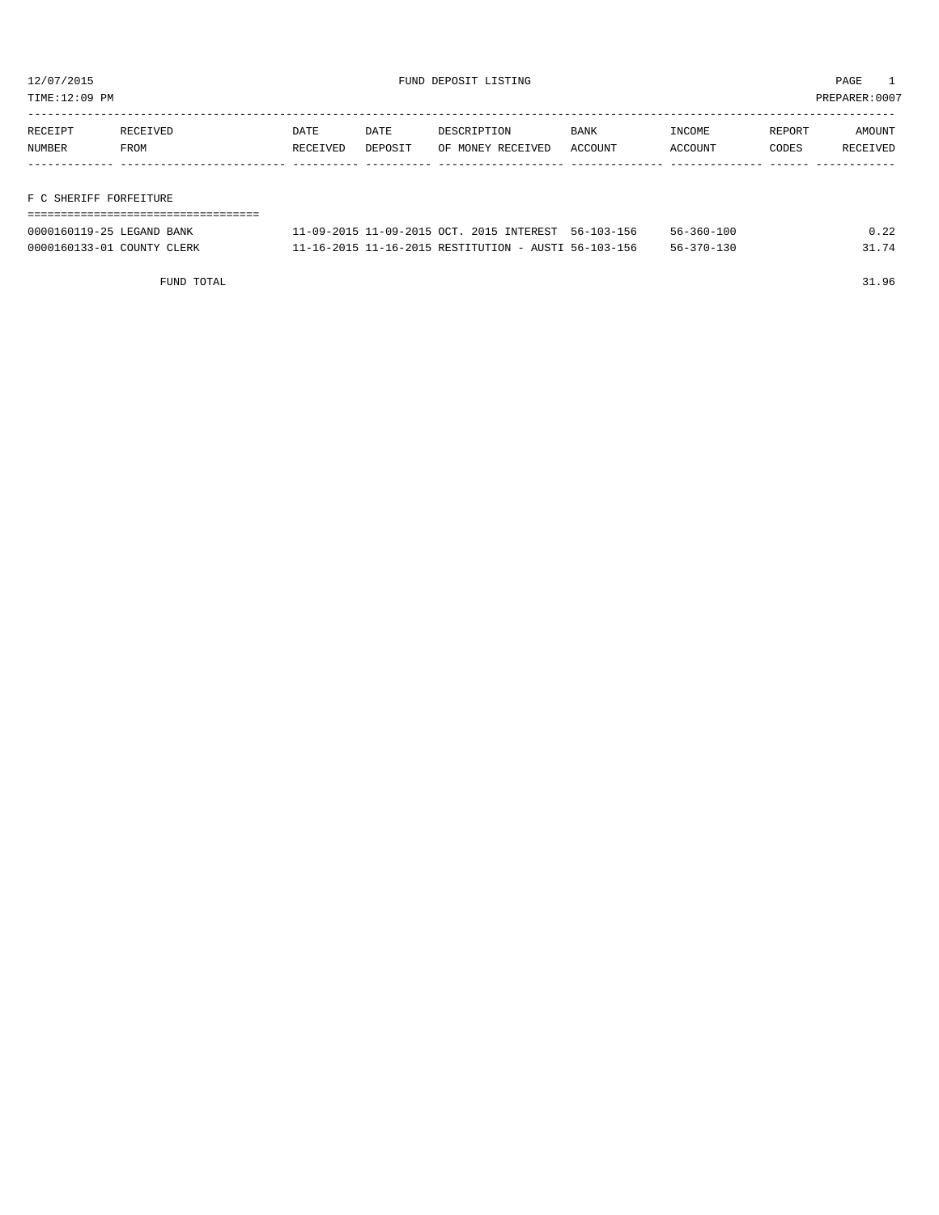12/07/2015 FUND DEPOSIT LISTING PAGE 1

TIME:12:09 PM PREPARER:0007

| RECEIPT NUMBER | RECEIVED FROM | DATE RECEIVED | DATE DEPOSIT | DESCRIPTION OF MONEY RECEIVED | BANK ACCOUNT | INCOME ACCOUNT | REPORT CODES | AMOUNT RECEIVED |
|---|---|---|---|---|---|---|---|---|

## F C SHERIFF FORFEITURE

| RECEIPT NUMBER | RECEIVED FROM | DATE RECEIVED | DATE DEPOSIT | DESCRIPTION OF MONEY RECEIVED | BANK ACCOUNT | INCOME ACCOUNT | REPORT CODES | AMOUNT RECEIVED |
|---|---|---|---|---|---|---|---|---|
| 0000160119-25 | LEGAND BANK | 11-09-2015 | 11-09-2015 | OCT. 2015 INTEREST | 56-103-156 | 56-360-100 | | 0.22 |
| 0000160133-01 | COUNTY CLERK | 11-16-2015 | 11-16-2015 | RESTITUTION - AUSTI | 56-103-156 | 56-370-130 | | 31.74 |
| | FUND TOTAL | | | | | | | 31.96 |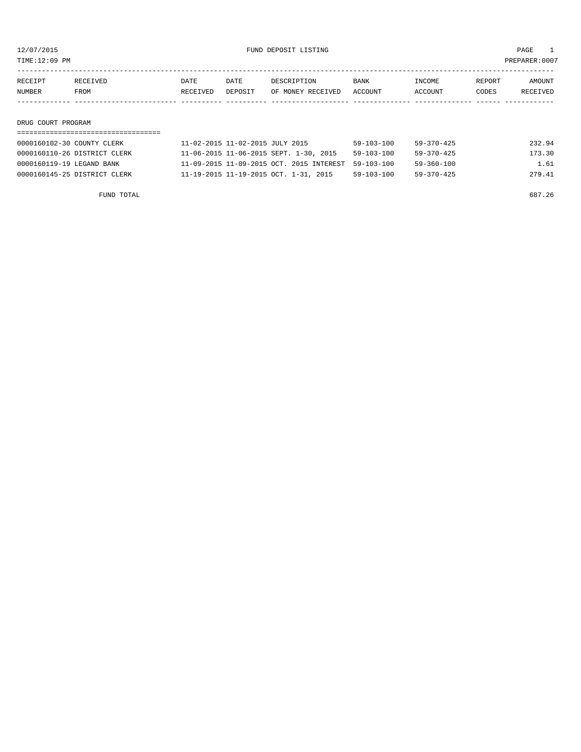12/07/2015 FUND DEPOSIT LISTING

TIME:12:09 PM PREPARER:0007

| RECEIPT NUMBER | RECEIVED FROM | DATE RECEIVED | DATE DEPOSIT | DESCRIPTION OF MONEY RECEIVED | BANK ACCOUNT | INCOME ACCOUNT | REPORT CODES | AMOUNT RECEIVED |
|---|---|---|---|---|---|---|---|---|
| **DRUG COURT PROGRAM** | | | | | | | | |
| 0000160102-30 | COUNTY CLERK | 11-02-2015 | 11-02-2015 | JULY 2015 | 59-103-100 | 59-370-425 | | 232.94 |
| 0000160110-26 | DISTRICT CLERK | 11-06-2015 | 11-06-2015 | SEPT. 1-30, 2015 | 59-103-100 | 59-370-425 | | 173.30 |
| 0000160119-19 | LEGAND BANK | 11-09-2015 | 11-09-2015 | OCT. 2015 INTEREST | 59-103-100 | 59-360-100 | | 1.61 |
| 0000160145-25 | DISTRICT CLERK | 11-19-2015 | 11-19-2015 | OCT. 1-31, 2015 | 59-103-100 | 59-370-425 | | 279.41 |
| | FUND TOTAL | | | | | | | 687.26 |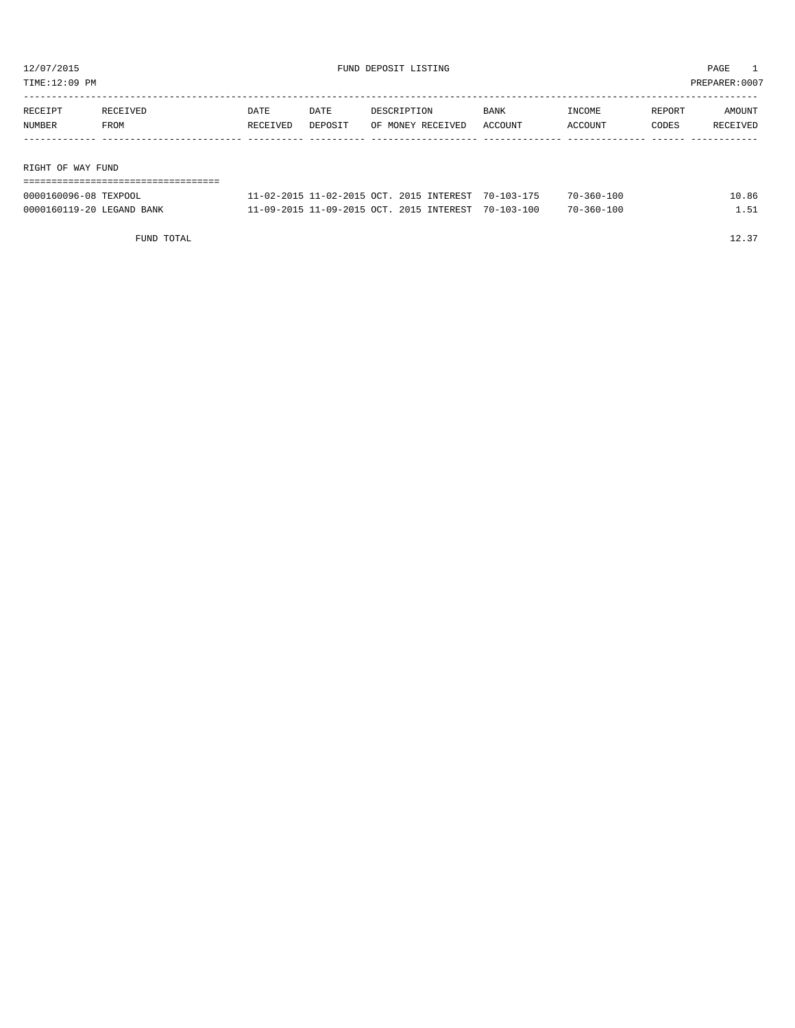12/07/2015 FUND DEPOSIT LISTING

TIME:12:09 PM PREPARER:0007

| RECEIPT NUMBER | RECEIVED FROM | DATE RECEIVED | DATE DEPOSIT | DESCRIPTION OF MONEY RECEIVED | BANK ACCOUNT | INCOME ACCOUNT | REPORT CODES | AMOUNT RECEIVED |
|---|---|---|---|---|---|---|---|---|
| **RIGHT OF WAY FUND** | | | | | | | | |
| 0000160096-08 | TEXPOOL | 11-02-2015 | 11-02-2015 | OCT. 2015 INTEREST | 70-103-175 | 70-360-100 | | 10.86 |
| 0000160119-20 | LEGAND BANK | 11-09-2015 | 11-09-2015 | OCT. 2015 INTEREST | 70-103-100 | 70-360-100 | | 1.51 |
| | FUND TOTAL | | | | | | | 12.37 |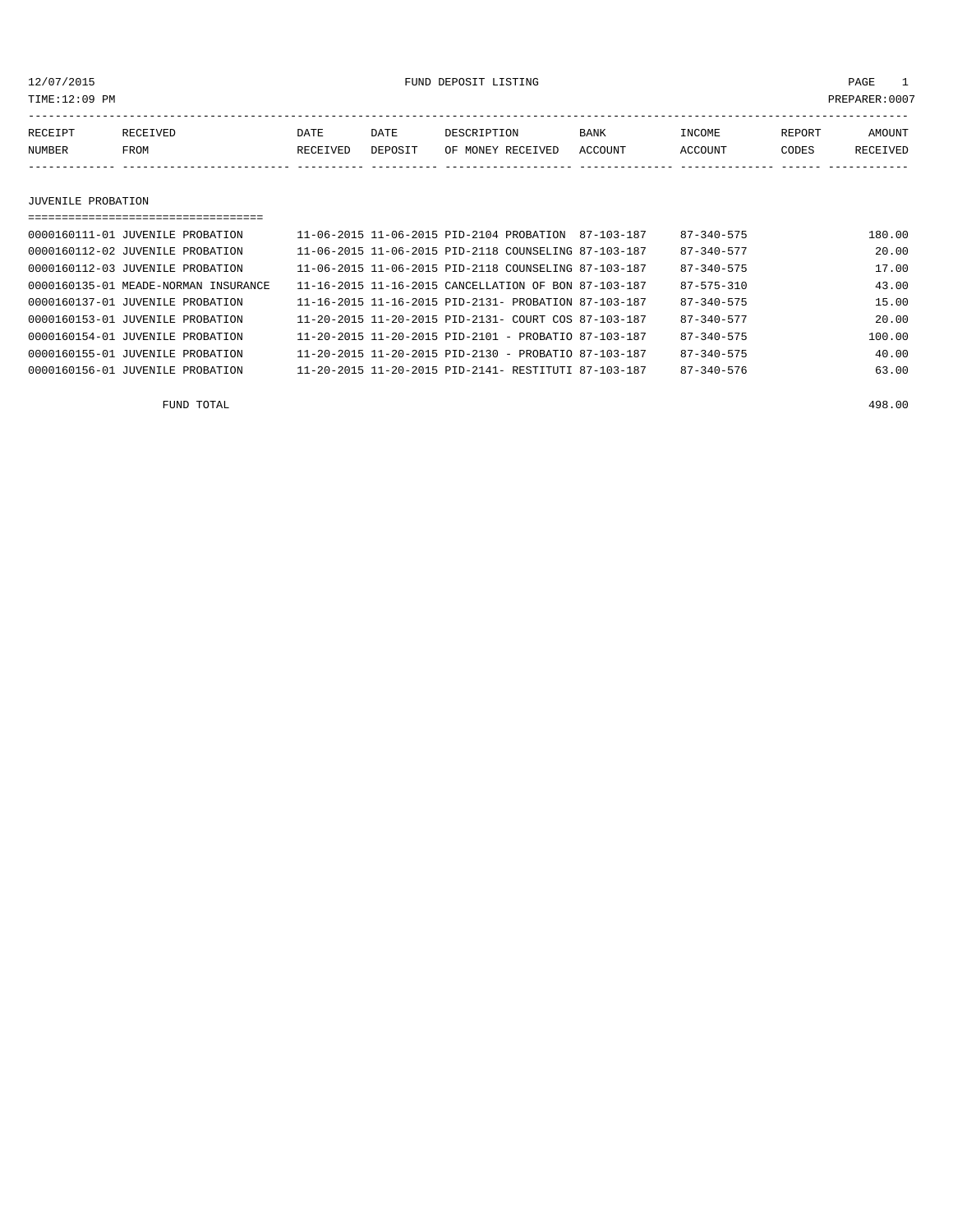12/07/2015 FUND DEPOSIT LISTING

TIME:12:09 PM PREPARER:0007

| RECEIPT NUMBER | RECEIVED FROM | DATE RECEIVED | DATE DEPOSIT | DESCRIPTION OF MONEY RECEIVED | BANK ACCOUNT | INCOME ACCOUNT | REPORT CODES | AMOUNT RECEIVED |
|---|---|---|---|---|---|---|---|---|
| **JUVENILE PROBATION** | | | | | | | | |
| 0000160111-01 | JUVENILE PROBATION | 11-06-2015 | 11-06-2015 | PID-2104 PROBATION | 87-103-187 | 87-340-575 | | 180.00 |
| 0000160112-02 | JUVENILE PROBATION | 11-06-2015 | 11-06-2015 | PID-2118 COUNSELING | 87-103-187 | 87-340-577 | | 20.00 |
| 0000160112-03 | JUVENILE PROBATION | 11-06-2015 | 11-06-2015 | PID-2118 COUNSELING | 87-103-187 | 87-340-575 | | 17.00 |
| 0000160135-01 | MEADE-NORMAN INSURANCE | 11-16-2015 | 11-16-2015 | CANCELLATION OF BON | 87-103-187 | 87-575-310 | | 43.00 |
| 0000160137-01 | JUVENILE PROBATION | 11-16-2015 | 11-16-2015 | PID-2131- PROBATION | 87-103-187 | 87-340-575 | | 15.00 |
| 0000160153-01 | JUVENILE PROBATION | 11-20-2015 | 11-20-2015 | PID-2131- COURT COS | 87-103-187 | 87-340-577 | | 20.00 |
| 0000160154-01 | JUVENILE PROBATION | 11-20-2015 | 11-20-2015 | PID-2101 - PROBATIO | 87-103-187 | 87-340-575 | | 100.00 |
| 0000160155-01 | JUVENILE PROBATION | 11-20-2015 | 11-20-2015 | PID-2130 - PROBATIO | 87-103-187 | 87-340-575 | | 40.00 |
| 0000160156-01 | JUVENILE PROBATION | 11-20-2015 | 11-20-2015 | PID-2141- RESTITUTI | 87-103-187 | 87-340-576 | | 63.00 |
| | FUND TOTAL | | | | | | | 498.00 |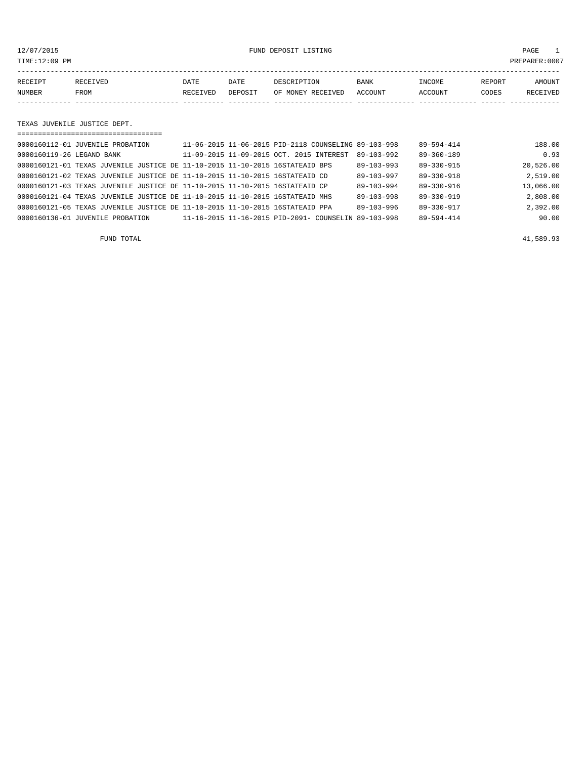12/07/2015 FUND DEPOSIT LISTING

TIME:12:09 PM PREPARER:0007

| RECEIPT NUMBER | RECEIVED FROM | DATE RECEIVED | DATE DEPOSIT | DESCRIPTION OF MONEY RECEIVED | BANK ACCOUNT | INCOME ACCOUNT | REPORT CODES | AMOUNT RECEIVED |
|---|---|---|---|---|---|---|---|---|

TEXAS JUVENILE JUSTICE DEPT.

| RECEIPT NUMBER | RECEIVED FROM | DATE RECEIVED | DATE DEPOSIT | DESCRIPTION OF MONEY RECEIVED | BANK ACCOUNT | INCOME ACCOUNT | REPORT CODES | AMOUNT RECEIVED |
|---|---|---|---|---|---|---|---|---|
| 0000160112-01 | JUVENILE PROBATION | 11-06-2015 | 11-06-2015 | PID-2118 COUNSELING | 89-103-998 | 89-594-414 | | 188.00 |
| 0000160119-26 | LEGAND BANK | 11-09-2015 | 11-09-2015 | OCT. 2015 INTEREST | 89-103-992 | 89-360-189 | | 0.93 |
| 0000160121-01 | TEXAS JUVENILE JUSTICE DE | 11-10-2015 | 11-10-2015 | 16STATEAID BPS | 89-103-993 | 89-330-915 | | 20,526.00 |
| 0000160121-02 | TEXAS JUVENILE JUSTICE DE | 11-10-2015 | 11-10-2015 | 16STATEAID CD | 89-103-997 | 89-330-918 | | 2,519.00 |
| 0000160121-03 | TEXAS JUVENILE JUSTICE DE | 11-10-2015 | 11-10-2015 | 16STATEAID CP | 89-103-994 | 89-330-916 | | 13,066.00 |
| 0000160121-04 | TEXAS JUVENILE JUSTICE DE | 11-10-2015 | 11-10-2015 | 16STATEAID MHS | 89-103-998 | 89-330-919 | | 2,808.00 |
| 0000160121-05 | TEXAS JUVENILE JUSTICE DE | 11-10-2015 | 11-10-2015 | 16STATEAID PPA | 89-103-996 | 89-330-917 | | 2,392.00 |
| 0000160136-01 | JUVENILE PROBATION | 11-16-2015 | 11-16-2015 | PID-2091- COUNSELIN | 89-103-998 | 89-594-414 | | 90.00 |
| | FUND TOTAL | | | | | | | 41,589.93 |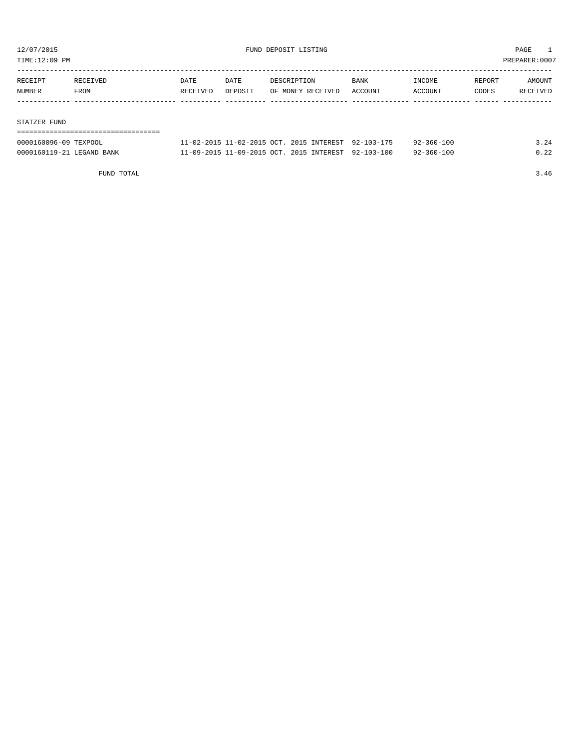12/07/2015 FUND DEPOSIT LISTING

TIME:12:09 PM PREPARER:0007

| RECEIPT NUMBER | RECEIVED FROM | DATE RECEIVED | DATE DEPOSIT | DESCRIPTION OF MONEY RECEIVED | BANK ACCOUNT | INCOME ACCOUNT | REPORT CODES | AMOUNT RECEIVED |
|---|---|---|---|---|---|---|---|---|
| **STATZER FUND** | | | | | | | | |
| 0000160096-09 | TEXPOOL | 11-02-2015 | 11-02-2015 | OCT. 2015 INTEREST | 92-103-175 | 92-360-100 | | 3.24 |
| 0000160119-21 | LEGAND BANK | 11-09-2015 | 11-09-2015 | OCT. 2015 INTEREST | 92-103-100 | 92-360-100 | | 0.22 |
| | FUND TOTAL | | | | | | | 3.46 |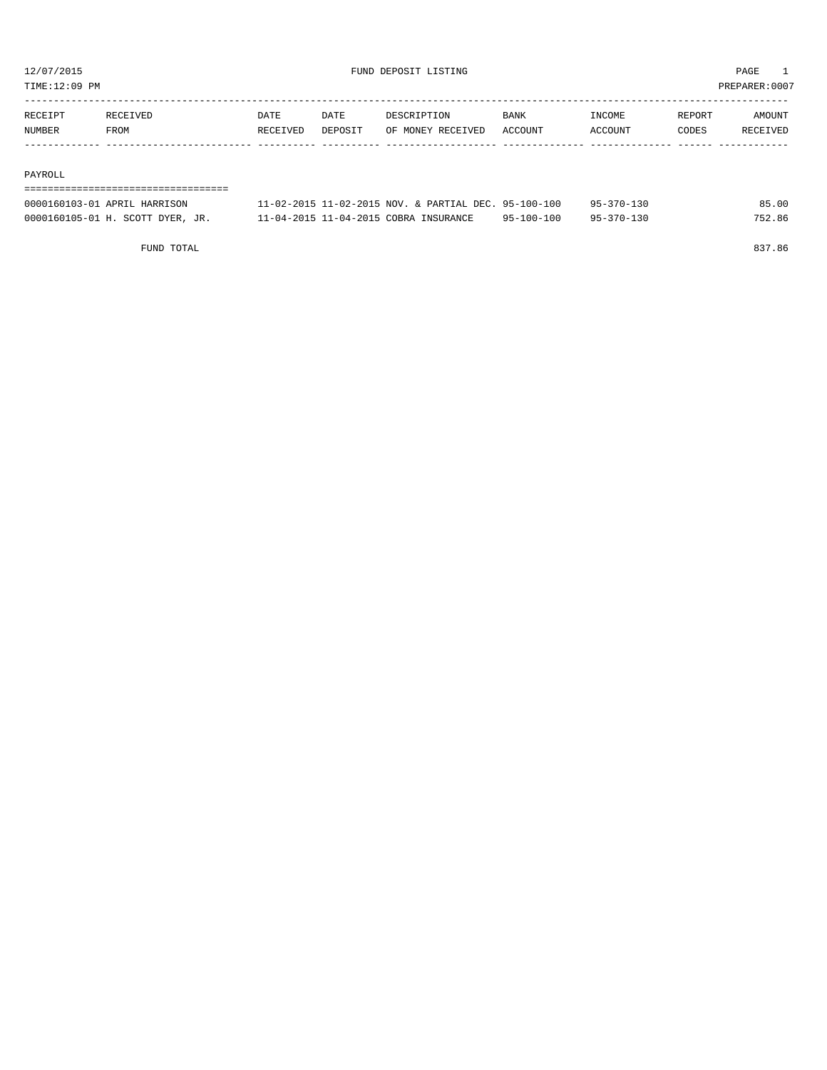FUND DEPOSIT LISTING

12/07/2015
TIME:12:09 PM
PREPARER:0007

| RECEIPT NUMBER | RECEIVED FROM | DATE RECEIVED | DATE DEPOSIT | DESCRIPTION OF MONEY RECEIVED | BANK ACCOUNT | INCOME ACCOUNT | REPORT CODES | AMOUNT RECEIVED |
|---|---|---|---|---|---|---|---|---|
| **PAYROLL** | | | | | | | | |
| 0000160103-01 | APRIL HARRISON | 11-02-2015 | 11-02-2015 | NOV. & PARTIAL DEC. | 95-100-100 | 95-370-130 | | 85.00 |
| 0000160105-01 | H. SCOTT DYER, JR. | 11-04-2015 | 11-04-2015 | COBRA INSURANCE | 95-100-100 | 95-370-130 | | 752.86 |
| | FUND TOTAL | | | | | | | 837.86 |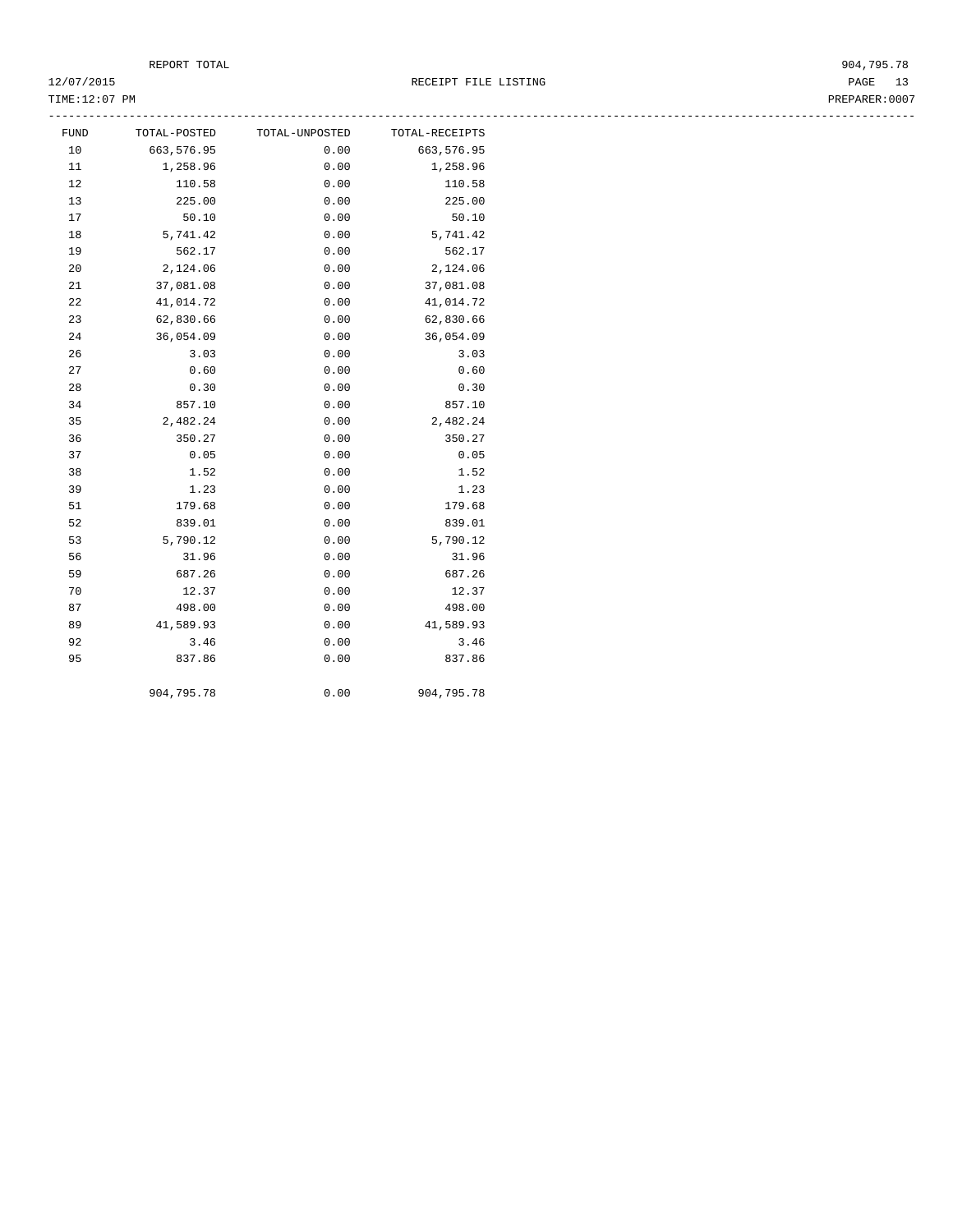REPORT TOTAL 904,795.78

12/07/2015 RECEIPT FILE LISTING

TIME:12:07 PM PREPARER:0007

| FUND | TOTAL-POSTED | TOTAL-UNPOSTED | TOTAL-RECEIPTS |
|---|---|---|---|
| 10 | 663,576.95 | 0.00 | 663,576.95 |
| 11 | 1,258.96 | 0.00 | 1,258.96 |
| 12 | 110.58 | 0.00 | 110.58 |
| 13 | 225.00 | 0.00 | 225.00 |
| 17 | 50.10 | 0.00 | 50.10 |
| 18 | 5,741.42 | 0.00 | 5,741.42 |
| 19 | 562.17 | 0.00 | 562.17 |
| 20 | 2,124.06 | 0.00 | 2,124.06 |
| 21 | 37,081.08 | 0.00 | 37,081.08 |
| 22 | 41,014.72 | 0.00 | 41,014.72 |
| 23 | 62,830.66 | 0.00 | 62,830.66 |
| 24 | 36,054.09 | 0.00 | 36,054.09 |
| 26 | 3.03 | 0.00 | 3.03 |
| 27 | 0.60 | 0.00 | 0.60 |
| 28 | 0.30 | 0.00 | 0.30 |
| 34 | 857.10 | 0.00 | 857.10 |
| 35 | 2,482.24 | 0.00 | 2,482.24 |
| 36 | 350.27 | 0.00 | 350.27 |
| 37 | 0.05 | 0.00 | 0.05 |
| 38 | 1.52 | 0.00 | 1.52 |
| 39 | 1.23 | 0.00 | 1.23 |
| 51 | 179.68 | 0.00 | 179.68 |
| 52 | 839.01 | 0.00 | 839.01 |
| 53 | 5,790.12 | 0.00 | 5,790.12 |
| 56 | 31.96 | 0.00 | 31.96 |
| 59 | 687.26 | 0.00 | 687.26 |
| 70 | 12.37 | 0.00 | 12.37 |
| 87 | 498.00 | 0.00 | 498.00 |
| 89 | 41,589.93 | 0.00 | 41,589.93 |
| 92 | 3.46 | 0.00 | 3.46 |
| 95 | 837.86 | 0.00 | 837.86 |
| | 904,795.78 | 0.00 | 904,795.78 |